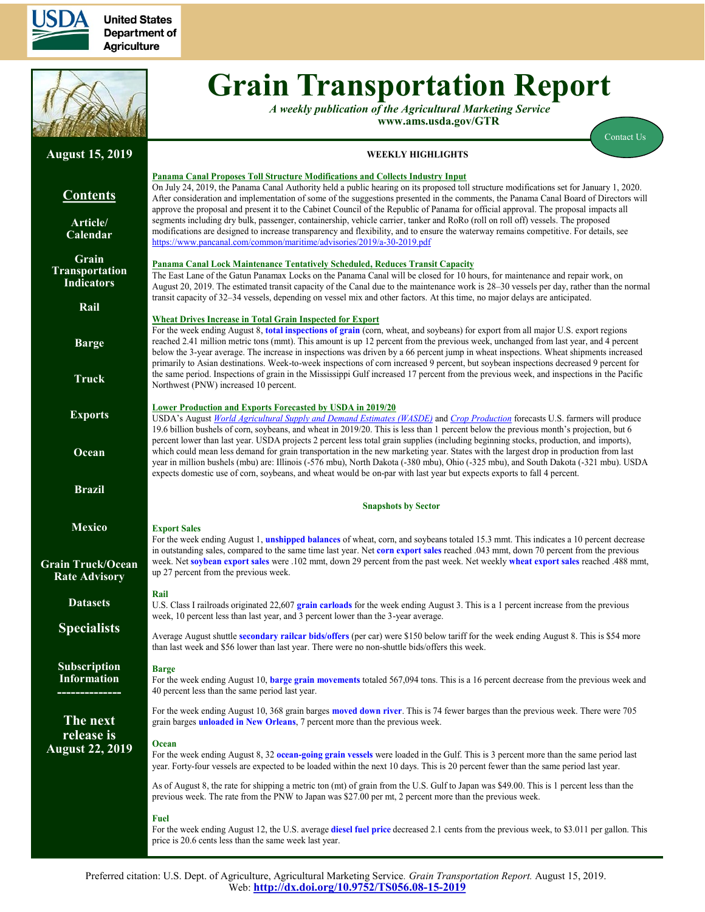# Grain Transportation Report

*A weekly publication of the Agricultural Marketing Service*
**www.ams.usda.gov/GTR**

Contact Us

**August 15, 2019**

## Contents

- Article/Calendar
- Grain Transportation Indicators
- Rail
- Barge
- Truck
- Exports
- Ocean
- Brazil
- Mexico
- Grain Truck/Ocean Rate Advisory
- Datasets
- Specialists
- Subscription Information

**The next release is August 22, 2019**

## WEEKLY HIGHLIGHTS

### Panama Canal Proposes Toll Structure Modifications and Collects Industry Input

On July 24, 2019, the Panama Canal Authority held a public hearing on its proposed toll structure modifications set for January 1, 2020. After consideration and implementation of some of the suggestions presented in the comments, the Panama Canal Board of Directors will approve the proposal and present it to the Cabinet Council of the Republic of Panama for official approval. The proposal impacts all segments including dry bulk, passenger, containership, vehicle carrier, tanker and RoRo (roll on roll off) vessels. The proposed modifications are designed to increase transparency and flexibility, and to ensure the waterway remains competitive. For details, see https://www.pancanal.com/common/maritime/advisories/2019/a-30-2019.pdf

### Panama Canal Lock Maintenance Tentatively Scheduled, Reduces Transit Capacity

The East Lane of the Gatun Panamax Locks on the Panama Canal will be closed for 10 hours, for maintenance and repair work, on August 20, 2019. The estimated transit capacity of the Canal due to the maintenance work is 28–30 vessels per day, rather than the normal transit capacity of 32–34 vessels, depending on vessel mix and other factors. At this time, no major delays are anticipated.

### Wheat Drives Increase in Total Grain Inspected for Export

For the week ending August 8, **total inspections of grain** (corn, wheat, and soybeans) for export from all major U.S. export regions reached 2.41 million metric tons (mmt). This amount is up 12 percent from the previous week, unchanged from last year, and 4 percent below the 3-year average. The increase in inspections was driven by a 66 percent jump in wheat inspections. Wheat shipments increased primarily to Asian destinations. Week-to-week inspections of corn increased 9 percent, but soybean inspections decreased 9 percent for the same period. Inspections of grain in the Mississippi Gulf increased 17 percent from the previous week, and inspections in the Pacific Northwest (PNW) increased 10 percent.

### Lower Production and Exports Forecasted by USDA in 2019/20

USDA's August *World Agricultural Supply and Demand Estimates (WASDE)* and *Crop Production* forecasts U.S. farmers will produce 19.6 billion bushels of corn, soybeans, and wheat in 2019/20. This is less than 1 percent below the previous month's projection, but 6 percent lower than last year. USDA projects 2 percent less total grain supplies (including beginning stocks, production, and imports), which could mean less demand for grain transportation in the new marketing year. States with the largest drop in production from last year in million bushels (mbu) are: Illinois (-576 mbu), North Dakota (-380 mbu), Ohio (-325 mbu), and South Dakota (-321 mbu). USDA expects domestic use of corn, soybeans, and wheat would be on-par with last year but expects exports to fall 4 percent.

## Snapshots by Sector

### Export Sales

For the week ending August 1, **unshipped balances** of wheat, corn, and soybeans totaled 15.3 mmt. This indicates a 10 percent decrease in outstanding sales, compared to the same time last year. Net **corn export sales** reached .043 mmt, down 70 percent from the previous week. Net **soybean export sales** were .102 mmt, down 29 percent from the past week. Net weekly **wheat export sales** reached .488 mmt, up 27 percent from the previous week.

### Rail

U.S. Class I railroads originated 22,607 **grain carloads** for the week ending August 3. This is a 1 percent increase from the previous week, 10 percent less than last year, and 3 percent lower than the 3-year average.

Average August shuttle **secondary railcar bids/offers** (per car) were $150 below tariff for the week ending August 8. This is $54 more than last week and $56 lower than last year. There were no non-shuttle bids/offers this week.

### Barge

For the week ending August 10, **barge grain movements** totaled 567,094 tons. This is a 16 percent decrease from the previous week and 40 percent less than the same period last year.

For the week ending August 10, 368 grain barges **moved down river**. This is 74 fewer barges than the previous week. There were 705 grain barges **unloaded in New Orleans**, 7 percent more than the previous week.

### Ocean

For the week ending August 8, 32 **ocean-going grain vessels** were loaded in the Gulf. This is 3 percent more than the same period last year. Forty-four vessels are expected to be loaded within the next 10 days. This is 20 percent fewer than the same period last year.

As of August 8, the rate for shipping a metric ton (mt) of grain from the U.S. Gulf to Japan was $49.00. This is 1 percent less than the previous week. The rate from the PNW to Japan was $27.00 per mt, 2 percent more than the previous week.

### Fuel

For the week ending August 12, the U.S. average **diesel fuel price** decreased 2.1 cents from the previous week, to $3.011 per gallon. This price is 20.6 cents less than the same week last year.

Preferred citation: U.S. Dept. of Agriculture, Agricultural Marketing Service. *Grain Transportation Report.* August 15, 2019.
Web: **http://dx.doi.org/10.9752/TS056.08-15-2019**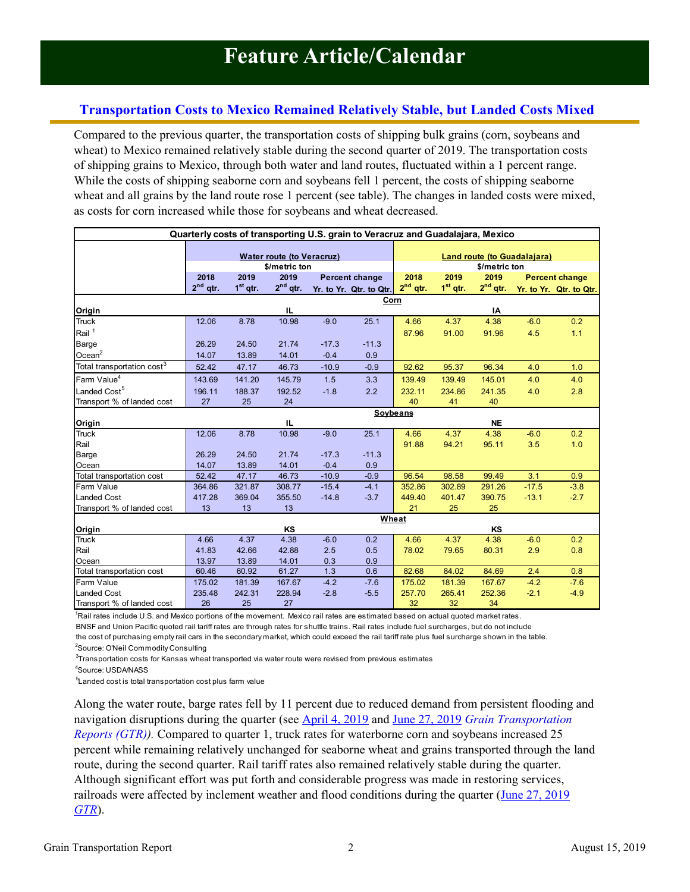# Feature Article/Calendar

## Transportation Costs to Mexico Remained Relatively Stable, but Landed Costs Mixed

Compared to the previous quarter, the transportation costs of shipping bulk grains (corn, soybeans and wheat) to Mexico remained relatively stable during the second quarter of 2019. The transportation costs of shipping grains to Mexico, through both water and land routes, fluctuated within a 1 percent range. While the costs of shipping seaborne corn and soybeans fell 1 percent, the costs of shipping seaborne wheat and all grains by the land route rose 1 percent (see table). The changes in landed costs were mixed, as costs for corn increased while those for soybeans and wheat decreased.

**Quarterly costs of transporting U.S. grain to Veracruz and Guadalajara, Mexico**

| | Water route (to Veracruz) $/metric ton | | | | | Land route (to Guadalajara) $/metric ton | | | | |
|---|---|---|---|---|---|---|---|---|---|---|
| | 2018 2nd qtr. | 2019 1st qtr. | 2019 2nd qtr. | Percent change Yr. to Yr. | Percent change Qtr. to Qtr. | 2018 2nd qtr. | 2019 1st qtr. | 2019 2nd qtr. | Percent change Yr. to Yr. | Percent change Qtr. to Qtr. |
| **Corn** | | | | | | | | | | |
| Origin | | | IL | | | | | IA | | |
| Truck | 12.06 | 8.78 | 10.98 | -9.0 | 25.1 | 4.66 | 4.37 | 4.38 | -6.0 | 0.2 |
| Rail [1] | | | | | | 87.96 | 91.00 | 91.96 | 4.5 | 1.1 |
| Barge | 26.29 | 24.50 | 21.74 | -17.3 | -11.3 | | | | | |
| Ocean [2] | 14.07 | 13.89 | 14.01 | -0.4 | 0.9 | | | | | |
| Total transportation cost [3] | 52.42 | 47.17 | 46.73 | -10.9 | -0.9 | 92.62 | 95.37 | 96.34 | 4.0 | 1.0 |
| Farm Value [4] | 143.69 | 141.20 | 145.79 | 1.5 | 3.3 | 139.49 | 139.49 | 145.01 | 4.0 | 4.0 |
| Landed Cost [5] | 196.11 | 188.37 | 192.52 | -1.8 | 2.2 | 232.11 | 234.86 | 241.35 | 4.0 | 2.8 |
| Transport % of landed cost | 27 | 25 | 24 | | | 40 | 41 | 40 | | |
| **Soybeans** | | | | | | | | | | |
| Origin | | | IL | | | | | NE | | |
| Truck | 12.06 | 8.78 | 10.98 | -9.0 | 25.1 | 4.66 | 4.37 | 4.38 | -6.0 | 0.2 |
| Rail | | | | | | 91.88 | 94.21 | 95.11 | 3.5 | 1.0 |
| Barge | 26.29 | 24.50 | 21.74 | -17.3 | -11.3 | | | | | |
| Ocean | 14.07 | 13.89 | 14.01 | -0.4 | 0.9 | | | | | |
| Total transportation cost | 52.42 | 47.17 | 46.73 | -10.9 | -0.9 | 96.54 | 98.58 | 99.49 | 3.1 | 0.9 |
| Farm Value | 364.86 | 321.87 | 308.77 | -15.4 | -4.1 | 352.86 | 302.89 | 291.26 | -17.5 | -3.8 |
| Landed Cost | 417.28 | 369.04 | 355.50 | -14.8 | -3.7 | 449.40 | 401.47 | 390.75 | -13.1 | -2.7 |
| Transport % of landed cost | 13 | 13 | 13 | | | 21 | 25 | 25 | | |
| **Wheat** | | | | | | | | | | |
| Origin | | | KS | | | | | KS | | |
| Truck | 4.66 | 4.37 | 4.38 | -6.0 | 0.2 | 4.66 | 4.37 | 4.38 | -6.0 | 0.2 |
| Rail | 41.83 | 42.66 | 42.88 | 2.5 | 0.5 | 78.02 | 79.65 | 80.31 | 2.9 | 0.8 |
| Ocean | 13.97 | 13.89 | 14.01 | 0.3 | 0.9 | | | | | |
| Total transportation cost | 60.46 | 60.92 | 61.27 | 1.3 | 0.6 | 82.68 | 84.02 | 84.69 | 2.4 | 0.8 |
| Farm Value | 175.02 | 181.39 | 167.67 | -4.2 | -7.6 | 175.02 | 181.39 | 167.67 | -4.2 | -7.6 |
| Landed Cost | 235.48 | 242.31 | 228.94 | -2.8 | -5.5 | 257.70 | 265.41 | 252.36 | -2.1 | -4.9 |
| Transport % of landed cost | 26 | 25 | 27 | | | 32 | 32 | 34 | | |

[1] Rail rates include U.S. and Mexico portions of the movement. Mexico rail rates are estimated based on actual quoted market rates. BNSF and Union Pacific quoted rail tariff rates are through rates for shuttle trains. Rail rates include fuel surcharges, but do not include the cost of purchasing empty rail cars in the secondary market, which could exceed the rail tariff rate plus fuel surcharge shown in the table.
[2] Source: O'Neil Commodity Consulting
[3] Transportation costs for Kansas wheat transported via water route were revised from previous estimates
[4] Source: USDA/NASS
[5] Landed cost is total transportation cost plus farm value

Along the water route, barge rates fell by 11 percent due to reduced demand from persistent flooding and navigation disruptions during the quarter (see April 4, 2019 and June 27, 2019 *Grain Transportation Reports (GTR)).* Compared to quarter 1, truck rates for waterborne corn and soybeans increased 25 percent while remaining relatively unchanged for seaborne wheat and grains transported through the land route, during the second quarter. Rail tariff rates also remained relatively stable during the quarter. Although significant effort was put forth and considerable progress was made in restoring services, railroads were affected by inclement weather and flood conditions during the quarter (June 27, 2019 *GTR*).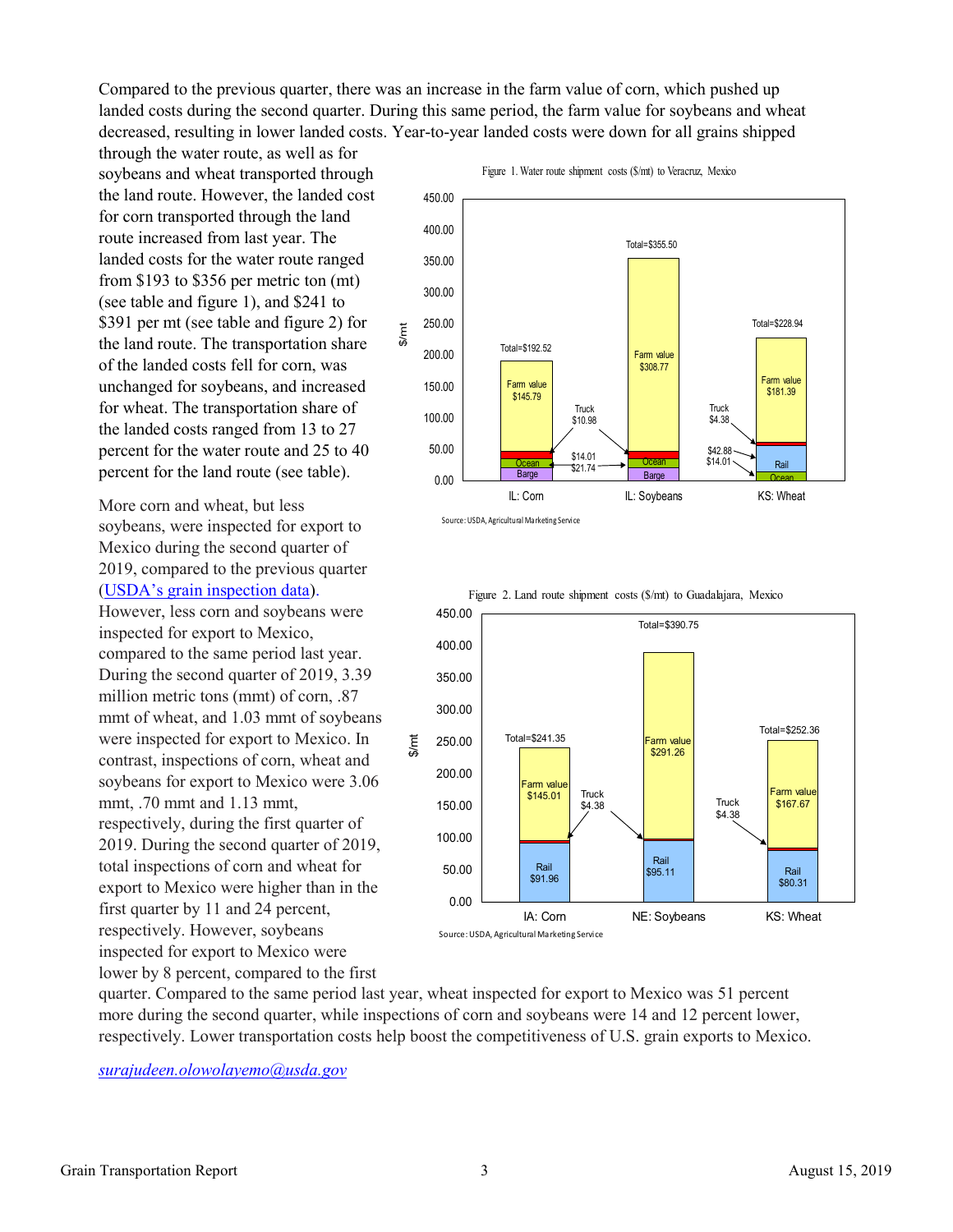Compared to the previous quarter, there was an increase in the farm value of corn, which pushed up landed costs during the second quarter. During this same period, the farm value for soybeans and wheat decreased, resulting in lower landed costs. Year-to-year landed costs were down for all grains shipped through the water route, as well as for soybeans and wheat transported through the land route. However, the landed cost for corn transported through the land route increased from last year. The landed costs for the water route ranged from $193 to $356 per metric ton (mt) (see table and figure 1), and $241 to $391 per mt (see table and figure 2) for the land route. The transportation share of the landed costs fell for corn, was unchanged for soybeans, and increased for wheat. The transportation share of the landed costs ranged from 13 to 27 percent for the water route and 25 to 40 percent for the land route (see table).

Figure 1. Water route shipment costs ($/mt) to Veracruz, Mexico

| | IL: Corn | IL: Soybeans | KS: Wheat |
|---|---|---|---|
| Farm value | $145.79 | $308.77 | $181.39 |
| Truck | $10.98 | $4.38 | |
| Barge / Ocean / Rail | $14.01 / $21.74 | | $42.88 / $14.01 |
| Total | $192.52 | $355.50 | $228.94 |

Source: USDA, Agricultural Marketing Service

Figure 2. Land route shipment costs ($/mt) to Guadalajara, Mexico

| | IA: Corn | NE: Soybeans | KS: Wheat |
|---|---|---|---|
| Farm value | $145.01 | $291.26 | $167.67 |
| Truck | $4.38 | | $4.38 |
| Rail | $91.96 | $95.11 | $80.31 |
| Total | $241.35 | $390.75 | $252.36 |

Source: USDA, Agricultural Marketing Service

More corn and wheat, but less soybeans, were inspected for export to Mexico during the second quarter of 2019, compared to the previous quarter (USDA's grain inspection data). However, less corn and soybeans were inspected for export to Mexico, compared to the same period last year. During the second quarter of 2019, 3.39 million metric tons (mmt) of corn, .87 mmt of wheat, and 1.03 mmt of soybeans were inspected for export to Mexico. In contrast, inspections of corn, wheat and soybeans for export to Mexico were 3.06 mmt, .70 mmt and 1.13 mmt, respectively, during the first quarter of 2019. During the second quarter of 2019, total inspections of corn and wheat for export to Mexico were higher than in the first quarter by 11 and 24 percent, respectively. However, soybeans inspected for export to Mexico were lower by 8 percent, compared to the first quarter. Compared to the same period last year, wheat inspected for export to Mexico was 51 percent more during the second quarter, while inspections of corn and soybeans were 14 and 12 percent lower, respectively. Lower transportation costs help boost the competitiveness of U.S. grain exports to Mexico.

*surajudeen.olowolayemo@usda.gov*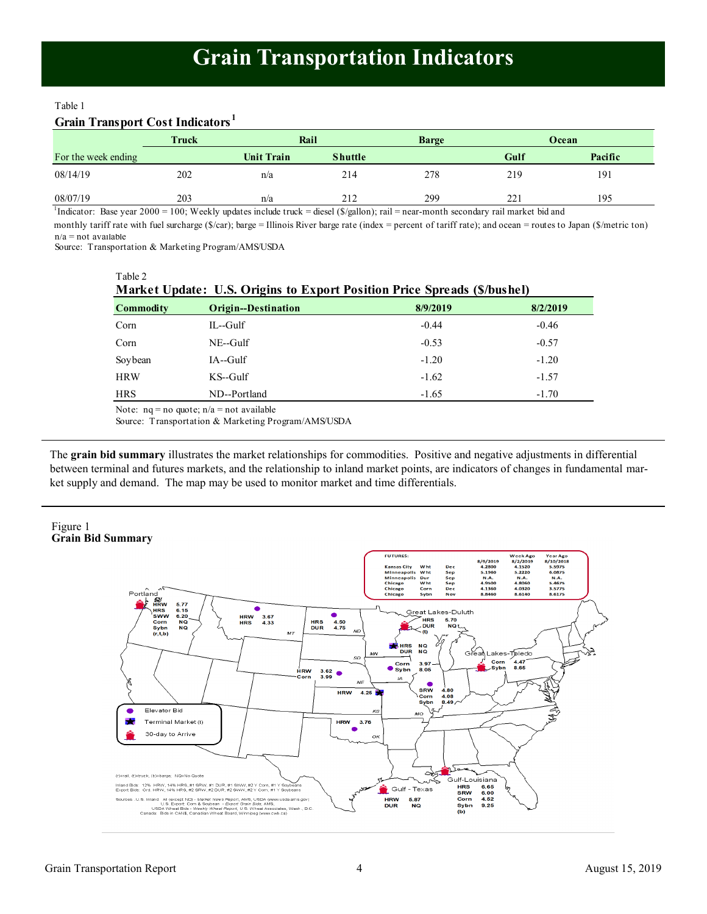# Grain Transportation Indicators

Table 1

**Grain Transport Cost Indicators**[1]

| | Truck | Rail | | Barge | Ocean | |
|---|---|---|---|---|---|---|
| For the week ending | | Unit Train | Shuttle | | Gulf | Pacific |
| 08/14/19 | 202 | n/a | 214 | 278 | 219 | 191 |
| 08/07/19 | 203 | n/a | 212 | 299 | 221 | 195 |

[1]Indicator: Base year 2000 = 100; Weekly updates include truck = diesel ($/gallon); rail = near-month secondary rail market bid and monthly tariff rate with fuel surcharge ($/car); barge = Illinois River barge rate (index = percent of tariff rate); and ocean = routes to Japan ($/metric ton)
n/a = not available
Source: Transportation & Marketing Program/AMS/USDA

Table 2

**Market Update: U.S. Origins to Export Position Price Spreads ($/bushel)**

| Commodity | Origin--Destination | 8/9/2019 | 8/2/2019 |
|---|---|---|---|
| Corn | IL--Gulf | -0.44 | -0.46 |
| Corn | NE--Gulf | -0.53 | -0.57 |
| Soybean | IA--Gulf | -1.20 | -1.20 |
| HRW | KS--Gulf | -1.62 | -1.57 |
| HRS | ND--Portland | -1.65 | -1.70 |

Note: nq = no quote; n/a = not available
Source: Transportation & Marketing Program/AMS/USDA

The **grain bid summary** illustrates the market relationships for commodities. Positive and negative adjustments in differential between terminal and futures markets, and the relationship to inland market points, are indicators of changes in fundamental market supply and demand. The map may be used to monitor market and time differentials.

Figure 1
**Grain Bid Summary**

| FUTURES: | | | 8/9/2019 | Week Ago 8/2/2019 | Year Ago 8/10/2018 |
|---|---|---|---|---|---|
| Kansas City | Wht | Dec | 4.2800 | 4.1520 | 5.5975 |
| Minneapolis | Wht | Sep | 5.1960 | 5.2220 | 6.0875 |
| Minneapolis | Dur | Sep | N.A. | N.A. | N.A. |
| Chicago | Wht | Sep | 4.9500 | 4.8060 | 5.4675 |
| Chicago | Corn | Dec | 4.1360 | 4.0320 | 3.5775 |
| Chicago | Sybn | Nov | 8.8460 | 8.6140 | 8.6175 |

Portland: HRW 5.77; HRS 6.15; SWW 6.20; Corn NQ; Sybn NQ (r,t,b)

MT: HRW 3.67; HRS 4.33

ND: HRS 4.50; DUR 4.75

Great Lakes-Duluth: HRS 5.70; DUR NQ (t)

MN: HRS NQ; DUR NQ

SD: HRW 3.62; Corn 3.99

IA: Corn 3.97; Sybn 8.05

Great Lakes-Toledo: Corn 4.47; Sybn 8.65

NE/KS: HRW 4.25

IL: SRW 4.80; Corn 4.08; Sybn 8.49

OK: HRW 3.76

Gulf - Texas: HRW 5.87; DUR NQ

Gulf-Louisiana: HRS 6.65; SRW 6.00; Corn 4.52; Sybn 9.25 (b)

Elevator Bid; Terminal Market (t); 30-day to Arrive

(r)=rail, (t)=truck, (b)=barge; NQ=No Quote

Inland Bids: 12% HRW, 14% HRS, #1 SRW, #1 DUR, #1 SWW, #2 Y Corn, #1 Y Soybeans
Export Bids: Ord. HRW, 14% HRS, #2 SRW, #2 DUR, #2 SWW, #2 Y Corn, #1 Y Soybeans

Sources: U.S. Inland: All (except ND) - Market News Report, AMS, USDA (www.usda.ams.gov)
U.S. Export: Corn & Soybean - Export Grain Bids, AMS,
USDA Wheat Bids - Weekly Wheat Report, U.S. Wheat Associates, Wash., D.C.
Canada: Bids in CAN$, Canadian Wheat Board, Winnipeg (www.cwb.ca)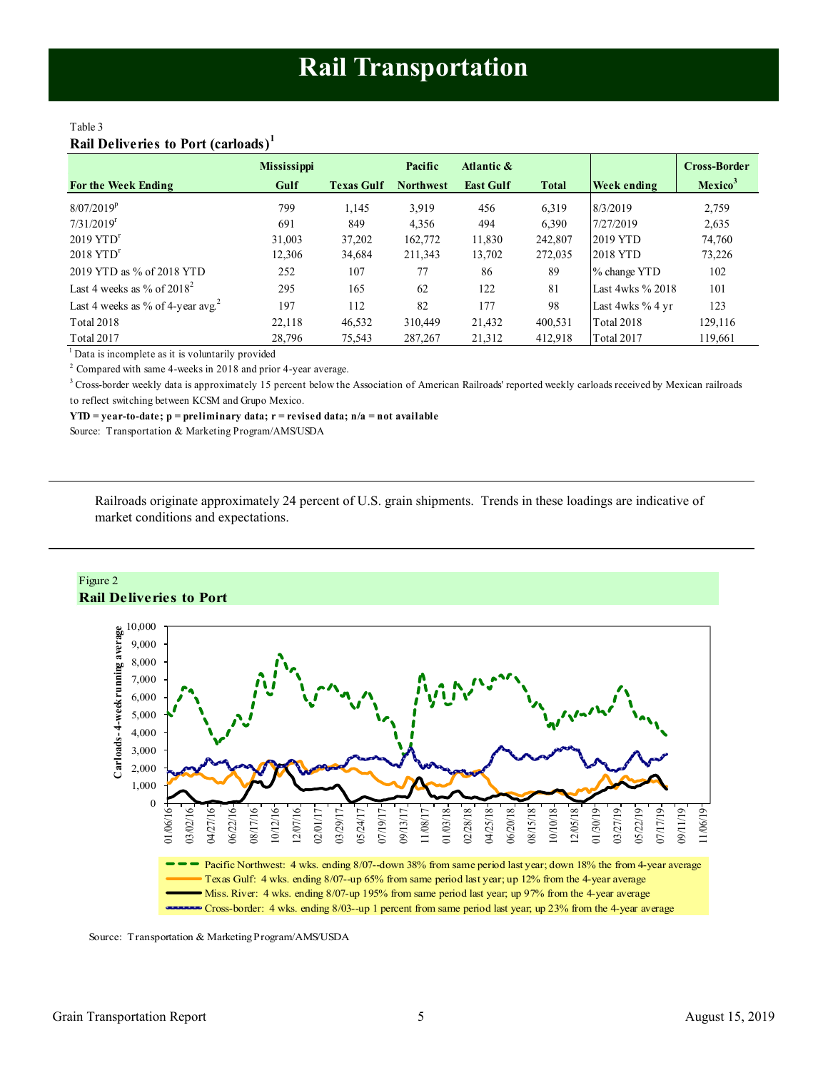# Rail Transportation

Table 3

**Rail Deliveries to Port (carloads)[1]**

| For the Week Ending | Mississippi Gulf | Texas Gulf | Pacific Northwest | Atlantic & East Gulf | Total | Week ending | Cross-Border Mexico[3] |
|---|---|---|---|---|---|---|---|
| 8/07/2019[p] | 799 | 1,145 | 3,919 | 456 | 6,319 | 8/3/2019 | 2,759 |
| 7/31/2019[r] | 691 | 849 | 4,356 | 494 | 6,390 | 7/27/2019 | 2,635 |
| 2019 YTD[r] | 31,003 | 37,202 | 162,772 | 11,830 | 242,807 | 2019 YTD | 74,760 |
| 2018 YTD[r] | 12,306 | 34,684 | 211,343 | 13,702 | 272,035 | 2018 YTD | 73,226 |
| 2019 YTD as % of 2018 YTD | 252 | 107 | 77 | 86 | 89 | % change YTD | 102 |
| Last 4 weeks as % of 2018[2] | 295 | 165 | 62 | 122 | 81 | Last 4wks % 2018 | 101 |
| Last 4 weeks as % of 4-year avg.[2] | 197 | 112 | 82 | 177 | 98 | Last 4wks % 4 yr | 123 |
| Total 2018 | 22,118 | 46,532 | 310,449 | 21,432 | 400,531 | Total 2018 | 129,116 |
| Total 2017 | 28,796 | 75,543 | 287,267 | 21,312 | 412,918 | Total 2017 | 119,661 |

[1] Data is incomplete as it is voluntarily provided

[2] Compared with same 4-weeks in 2018 and prior 4-year average.

[3] Cross-border weekly data is approximately 15 percent below the Association of American Railroads' reported weekly carloads received by Mexican railroads to reflect switching between KCSM and Grupo Mexico.

**YTD = year-to-date; p = preliminary data; r = revised data; n/a = not available**

Source: Transportation & Marketing Program/AMS/USDA

Railroads originate approximately 24 percent of U.S. grain shipments. Trends in these loadings are indicative of market conditions and expectations.

Figure 2

**Rail Deliveries to Port**

Pacific Northwest: 4 wks. ending 8/07--down 38% from same period last year; down 18% the from 4-year average

Texas Gulf: 4 wks. ending 8/07--up 65% from same period last year; up 12% from the 4-year average

Miss. River: 4 wks. ending 8/07-up 195% from same period last year; up 97% from the 4-year average

Cross-border: 4 wks. ending 8/03--up 1 percent from same period last year; up 23% from the 4-year average

Source: Transportation & Marketing Program/AMS/USDA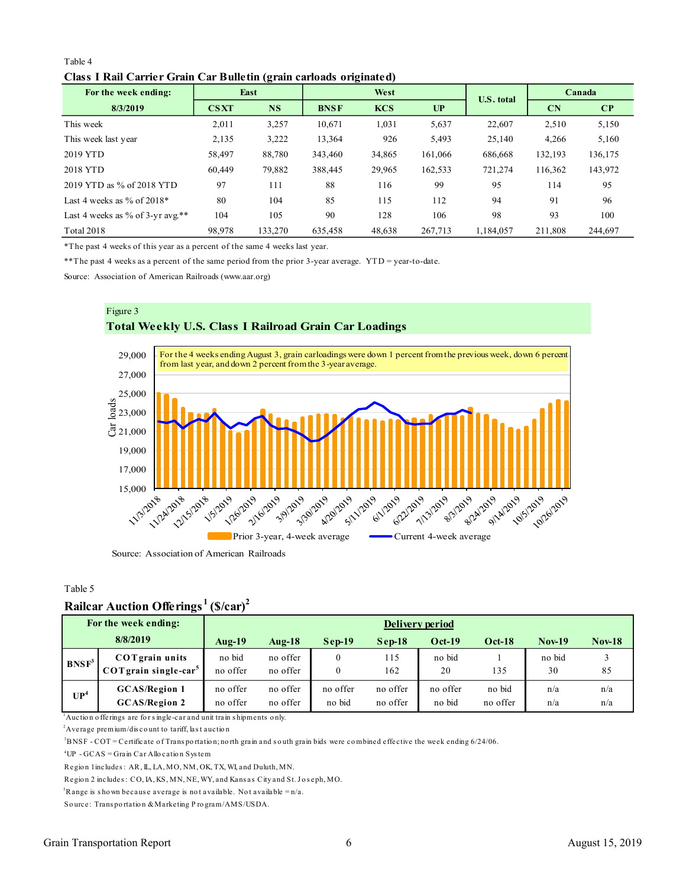Table 4

**Class I Rail Carrier Grain Car Bulletin (grain carloads originated)**

| For the week ending: | East | | West | | | U.S. total | Canada | |
|---|---|---|---|---|---|---|---|---|
| 8/3/2019 | CSXT | NS | BNSF | KCS | UP | | CN | CP |
| This week | 2,011 | 3,257 | 10,671 | 1,031 | 5,637 | 22,607 | 2,510 | 5,150 |
| This week last year | 2,135 | 3,222 | 13,364 | 926 | 5,493 | 25,140 | 4,266 | 5,160 |
| 2019 YTD | 58,497 | 88,780 | 343,460 | 34,865 | 161,066 | 686,668 | 132,193 | 136,175 |
| 2018 YTD | 60,449 | 79,882 | 388,445 | 29,965 | 162,533 | 721,274 | 116,362 | 143,972 |
| 2019 YTD as % of 2018 YTD | 97 | 111 | 88 | 116 | 99 | 95 | 114 | 95 |
| Last 4 weeks as % of 2018* | 80 | 104 | 85 | 115 | 112 | 94 | 91 | 96 |
| Last 4 weeks as % of 3-yr avg.** | 104 | 105 | 90 | 128 | 106 | 98 | 93 | 100 |
| Total 2018 | 98,978 | 133,270 | 635,458 | 48,638 | 267,713 | 1,184,057 | 211,808 | 244,697 |

*The past 4 weeks of this year as a percent of the same 4 weeks last year.

**The past 4 weeks as a percent of the same period from the prior 3-year average. YTD = year-to-date.

Source: Association of American Railroads (www.aar.org)

Figure 3

**Total Weekly U.S. Class I Railroad Grain Car Loadings**

For the 4 weeks ending August 3, grain carloadings were down 1 percent from the previous week, down 6 percent from last year, and down 2 percent from the 3-year average.

Source: Association of American Railroads

Table 5

**Railcar Auction Offerings[1] ($/car)[2]**

| For the week ending: 8/8/2019 | | Aug-19 | Aug-18 | Sep-19 | Sep-18 | Oct-19 | Oct-18 | Nov-19 | Nov-18 |
|---|---|---|---|---|---|---|---|---|---|
| BNSF[3] | COT grain units | no bid | no offer | 0 | 115 | no bid | 1 | no bid | 3 |
| | COT grain single-car[5] | no offer | no offer | 0 | 162 | 20 | 135 | 30 | 85 |
| UP[4] | GCAS/Region 1 | no offer | no offer | no offer | no offer | no offer | no bid | n/a | n/a |
| | GCAS/Region 2 | no offer | no offer | no bid | no offer | no bid | no offer | n/a | n/a |

[1]Auction offerings are for single-car and unit train shipments only.

[2]Average premium/discount to tariff, last auction

[3]BNSF - COT = Certificate of Transportation; north grain and south grain bids were combined effective the week ending 6/24/06.

[4]UP - GCAS = Grain Car Allocation System

Region 1 includes: AR, IL, LA, MO, NM, OK, TX, WI, and Duluth, MN.

Region 2 includes: CO, IA, KS, MN, NE, WY, and Kansas City and St. Joseph, MO.

[5]Range is shown because average is not available. Not available = n/a.

Source: Transportation & Marketing Program/AMS/USDA.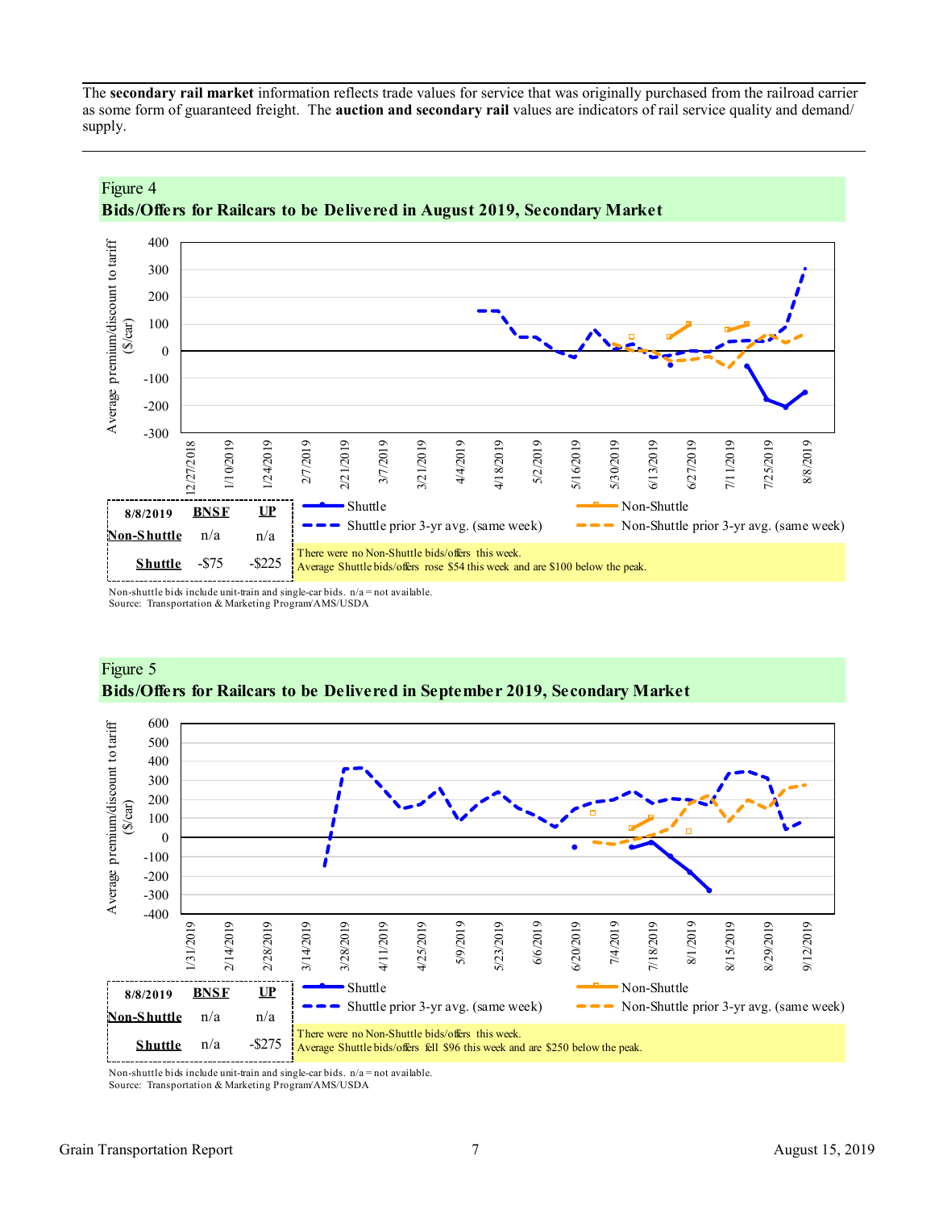The **secondary rail market** information reflects trade values for service that was originally purchased from the railroad carrier as some form of guaranteed freight. The **auction and secondary rail** values are indicators of rail service quality and demand/ supply.

Figure 4
**Bids/Offers for Railcars to be Delivered in August 2019, Secondary Market**

| 8/8/2019 | BNSF | UP |
|---|---|---|
| Non-Shuttle | n/a | n/a |
| Shuttle | -$75 | -$225 |

There were no Non-Shuttle bids/offers this week.
Average Shuttle bids/offers rose $54 this week and are $100 below the peak.

Non-shuttle bids include unit-train and single-car bids. n/a = not available.
Source: Transportation & Marketing Program/AMS/USDA

Figure 5
**Bids/Offers for Railcars to be Delivered in September 2019, Secondary Market**

| 8/8/2019 | BNSF | UP |
|---|---|---|
| Non-Shuttle | n/a | n/a |
| Shuttle | n/a | -$275 |

There were no Non-Shuttle bids/offers this week.
Average Shuttle bids/offers fell $96 this week and are $250 below the peak.

Non-shuttle bids include unit-train and single-car bids. n/a = not available.
Source: Transportation & Marketing Program/AMS/USDA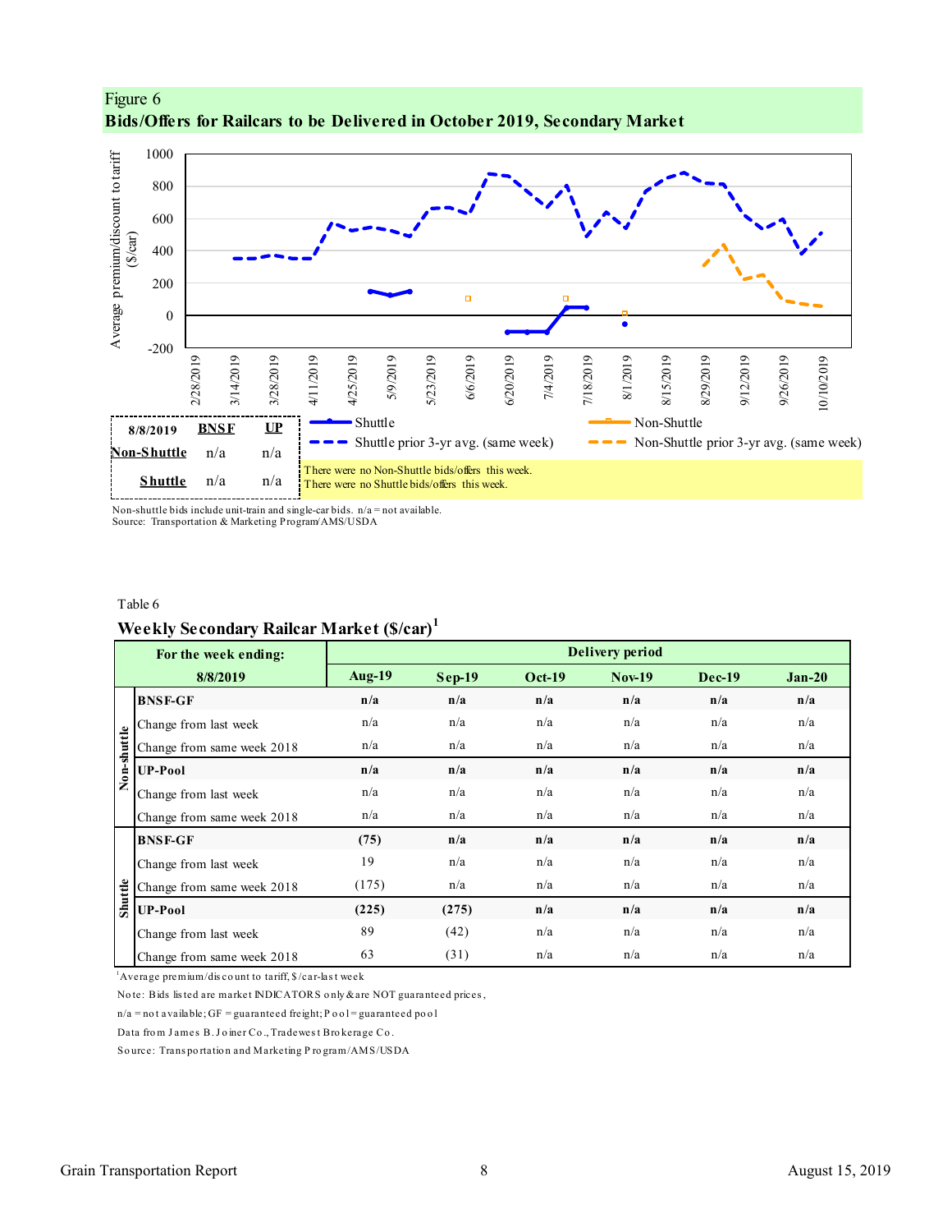Figure 6

**Bids/Offers for Railcars to be Delivered in October 2019, Secondary Market**

| 8/8/2019 | BNSF | UP |
|---|---|---|
| Non-Shuttle | n/a | n/a |
| Shuttle | n/a | n/a |

There were no Non-Shuttle bids/offers this week.
There were no Shuttle bids/offers this week.

Non-shuttle bids include unit-train and single-car bids. n/a = not available.
Source: Transportation & Marketing Program/AMS/USDA

Table 6

**Weekly Secondary Railcar Market ($/car)[1]**

| | For the week ending: 8/8/2019 | Delivery period Aug-19 | Sep-19 | Oct-19 | Nov-19 | Dec-19 | Jan-20 |
|---|---|---|---|---|---|---|---|
| Non-shuttle | **BNSF-GF** | **n/a** | **n/a** | **n/a** | **n/a** | **n/a** | **n/a** |
| | Change from last week | n/a | n/a | n/a | n/a | n/a | n/a |
| | Change from same week 2018 | n/a | n/a | n/a | n/a | n/a | n/a |
| | **UP-Pool** | **n/a** | **n/a** | **n/a** | **n/a** | **n/a** | **n/a** |
| | Change from last week | n/a | n/a | n/a | n/a | n/a | n/a |
| | Change from same week 2018 | n/a | n/a | n/a | n/a | n/a | n/a |
| Shuttle | **BNSF-GF** | **(75)** | **n/a** | **n/a** | **n/a** | **n/a** | **n/a** |
| | Change from last week | 19 | n/a | n/a | n/a | n/a | n/a |
| | Change from same week 2018 | (175) | n/a | n/a | n/a | n/a | n/a |
| | **UP-Pool** | **(225)** | **(275)** | **n/a** | **n/a** | **n/a** | **n/a** |
| | Change from last week | 89 | (42) | n/a | n/a | n/a | n/a |
| | Change from same week 2018 | 63 | (31) | n/a | n/a | n/a | n/a |

[1]Average premium/discount to tariff, $/car-last week

Note: Bids listed are market INDICATORS only & are NOT guaranteed prices,

n/a = not available; GF = guaranteed freight; Pool = guaranteed pool

Data from James B. Joiner Co., Tradewest Brokerage Co.

Source: Transportation and Marketing Program/AMS/USDA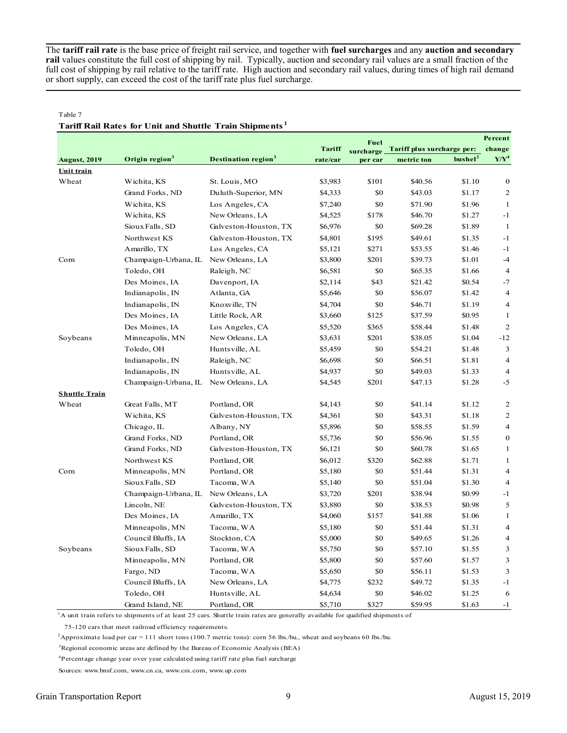The **tariff rail rate** is the base price of freight rail service, and together with **fuel surcharges** and any **auction and secondary rail** values constitute the full cost of shipping by rail. Typically, auction and secondary rail values are a small fraction of the full cost of shipping by rail relative to the tariff rate. High auction and secondary rail values, during times of high rail demand or short supply, can exceed the cost of the tariff rate plus fuel surcharge.

Table 7

**Tariff Rail Rates for Unit and Shuttle Train Shipments[1]**

| August, 2019 | Origin region[3] | Destination region[3] | Tariff rate/car | Fuel surcharge per car | Tariff plus surcharge per: metric ton | Tariff plus surcharge per: bushel[2] | Percent change Y/Y[4] |
|---|---|---|---|---|---|---|---|
| **Unit train** | | | | | | | |
| Wheat | Wichita, KS | St. Louis, MO | $3,983 | $101 | $40.56 | $1.10 | 0 |
| | Grand Forks, ND | Duluth-Superior, MN | $4,333 | $0 | $43.03 | $1.17 | 2 |
| | Wichita, KS | Los Angeles, CA | $7,240 | $0 | $71.90 | $1.96 | 1 |
| | Wichita, KS | New Orleans, LA | $4,525 | $178 | $46.70 | $1.27 | -1 |
| | Sioux Falls, SD | Galveston-Houston, TX | $6,976 | $0 | $69.28 | $1.89 | 1 |
| | Northwest KS | Galveston-Houston, TX | $4,801 | $195 | $49.61 | $1.35 | -1 |
| | Amarillo, TX | Los Angeles, CA | $5,121 | $271 | $53.55 | $1.46 | -1 |
| Corn | Champaign-Urbana, IL | New Orleans, LA | $3,800 | $201 | $39.73 | $1.01 | -4 |
| | Toledo, OH | Raleigh, NC | $6,581 | $0 | $65.35 | $1.66 | 4 |
| | Des Moines, IA | Davenport, IA | $2,114 | $43 | $21.42 | $0.54 | -7 |
| | Indianapolis, IN | Atlanta, GA | $5,646 | $0 | $56.07 | $1.42 | 4 |
| | Indianapolis, IN | Knoxville, TN | $4,704 | $0 | $46.71 | $1.19 | 4 |
| | Des Moines, IA | Little Rock, AR | $3,660 | $125 | $37.59 | $0.95 | 1 |
| | Des Moines, IA | Los Angeles, CA | $5,520 | $365 | $58.44 | $1.48 | 2 |
| Soybeans | Minneapolis, MN | New Orleans, LA | $3,631 | $201 | $38.05 | $1.04 | -12 |
| | Toledo, OH | Huntsville, AL | $5,459 | $0 | $54.21 | $1.48 | 3 |
| | Indianapolis, IN | Raleigh, NC | $6,698 | $0 | $66.51 | $1.81 | 4 |
| | Indianapolis, IN | Huntsville, AL | $4,937 | $0 | $49.03 | $1.33 | 4 |
| | Champaign-Urbana, IL | New Orleans, LA | $4,545 | $201 | $47.13 | $1.28 | -5 |
| **Shuttle Train** | | | | | | | |
| Wheat | Great Falls, MT | Portland, OR | $4,143 | $0 | $41.14 | $1.12 | 2 |
| | Wichita, KS | Galveston-Houston, TX | $4,361 | $0 | $43.31 | $1.18 | 2 |
| | Chicago, IL | Albany, NY | $5,896 | $0 | $58.55 | $1.59 | 4 |
| | Grand Forks, ND | Portland, OR | $5,736 | $0 | $56.96 | $1.55 | 0 |
| | Grand Forks, ND | Galveston-Houston, TX | $6,121 | $0 | $60.78 | $1.65 | 1 |
| | Northwest KS | Portland, OR | $6,012 | $320 | $62.88 | $1.71 | 1 |
| Corn | Minneapolis, MN | Portland, OR | $5,180 | $0 | $51.44 | $1.31 | 4 |
| | Sioux Falls, SD | Tacoma, WA | $5,140 | $0 | $51.04 | $1.30 | 4 |
| | Champaign-Urbana, IL | New Orleans, LA | $3,720 | $201 | $38.94 | $0.99 | -1 |
| | Lincoln, NE | Galveston-Houston, TX | $3,880 | $0 | $38.53 | $0.98 | 5 |
| | Des Moines, IA | Amarillo, TX | $4,060 | $157 | $41.88 | $1.06 | 1 |
| | Minneapolis, MN | Tacoma, WA | $5,180 | $0 | $51.44 | $1.31 | 4 |
| | Council Bluffs, IA | Stockton, CA | $5,000 | $0 | $49.65 | $1.26 | 4 |
| Soybeans | Sioux Falls, SD | Tacoma, WA | $5,750 | $0 | $57.10 | $1.55 | 3 |
| | Minneapolis, MN | Portland, OR | $5,800 | $0 | $57.60 | $1.57 | 3 |
| | Fargo, ND | Tacoma, WA | $5,650 | $0 | $56.11 | $1.53 | 3 |
| | Council Bluffs, IA | New Orleans, LA | $4,775 | $232 | $49.72 | $1.35 | -1 |
| | Toledo, OH | Huntsville, AL | $4,634 | $0 | $46.02 | $1.25 | 6 |
| | Grand Island, NE | Portland, OR | $5,710 | $327 | $59.95 | $1.63 | -1 |

[1]A unit train refers to shipments of at least 25 cars. Shuttle train rates are generally available for qualified shipments of 75-120 cars that meet railroad efficiency requirements.

[2]Approximate load per car = 111 short tons (100.7 metric tons): corn 56 lbs./bu., wheat and soybeans 60 lbs./bu.

[3]Regional economic areas are defined by the Bureau of Economic Analysis (BEA)

[4]Percentage change year over year calculated using tariff rate plus fuel surcharge

Sources: www.bnsf.com, www.cn.ca, www.csx.com, www.up.com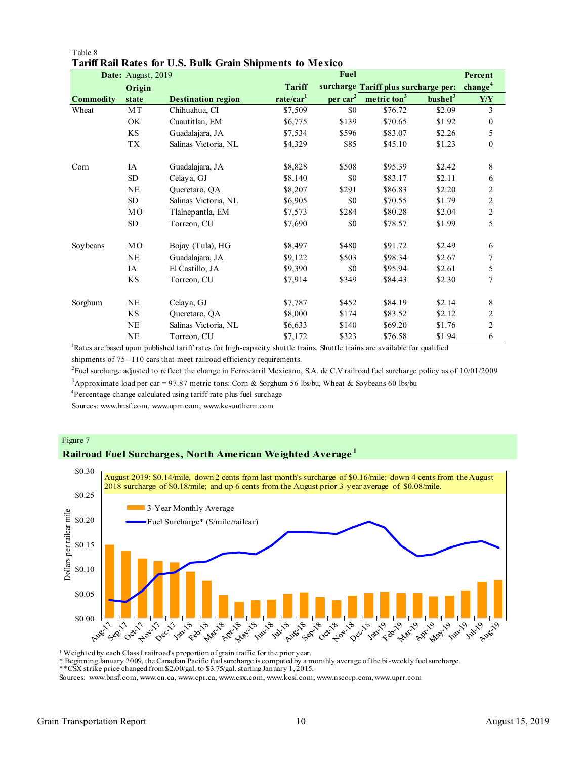Table 8

**Tariff Rail Rates for U.S. Bulk Grain Shipments to Mexico**

| **Date:** August, 2019 | | | | | | | |
|---|---|---|---|---|---|---|---|
| Commodity | Origin state | Destination region | Tariff rate/car[1] | Fuel surcharge per car[2] | Tariff plus surcharge per: metric ton[3] | bushel[3] | Percent change[4] Y/Y |
| Wheat | MT | Chihuahua, CI | $7,509 | $0 | $76.72 | $2.09 | 3 |
| | OK | Cuautitlan, EM | $6,775 | $139 | $70.65 | $1.92 | 0 |
| | KS | Guadalajara, JA | $7,534 | $596 | $83.07 | $2.26 | 5 |
| | TX | Salinas Victoria, NL | $4,329 | $85 | $45.10 | $1.23 | 0 |
| Corn | IA | Guadalajara, JA | $8,828 | $508 | $95.39 | $2.42 | 8 |
| | SD | Celaya, GJ | $8,140 | $0 | $83.17 | $2.11 | 6 |
| | NE | Queretaro, QA | $8,207 | $291 | $86.83 | $2.20 | 2 |
| | SD | Salinas Victoria, NL | $6,905 | $0 | $70.55 | $1.79 | 2 |
| | MO | Tlalnepantla, EM | $7,573 | $284 | $80.28 | $2.04 | 2 |
| | SD | Torreon, CU | $7,690 | $0 | $78.57 | $1.99 | 5 |
| Soybeans | MO | Bojay (Tula), HG | $8,497 | $480 | $91.72 | $2.49 | 6 |
| | NE | Guadalajara, JA | $9,122 | $503 | $98.34 | $2.67 | 7 |
| | IA | El Castillo, JA | $9,390 | $0 | $95.94 | $2.61 | 5 |
| | KS | Torreon, CU | $7,914 | $349 | $84.43 | $2.30 | 7 |
| Sorghum | NE | Celaya, GJ | $7,787 | $452 | $84.19 | $2.14 | 8 |
| | KS | Queretaro, QA | $8,000 | $174 | $83.52 | $2.12 | 2 |
| | NE | Salinas Victoria, NL | $6,633 | $140 | $69.20 | $1.76 | 2 |
| | NE | Torreon, CU | $7,172 | $323 | $76.58 | $1.94 | 6 |

[1]Rates are based upon published tariff rates for high-capacity shuttle trains. Shuttle trains are available for qualified shipments of 75--110 cars that meet railroad efficiency requirements.

[2]Fuel surcharge adjusted to reflect the change in Ferrocarril Mexicano, S.A. de C.V railroad fuel surcharge policy as of 10/01/2009

[3]Approximate load per car = 97.87 metric tons: Corn & Sorghum 56 lbs/bu, Wheat & Soybeans 60 lbs/bu

[4]Percentage change calculated using tariff rate plus fuel surchage

Sources: www.bnsf.com, www.uprr.com, www.kcsouthern.com

Figure 7

**Railroad Fuel Surcharges, North American Weighted Average[1]**

August 2019: $0.14/mile, down 2 cents from last month's surcharge of $0.16/mile; down 4 cents from the August 2018 surcharge of $0.18/mile; and up 6 cents from the August prior 3-year average of $0.08/mile.

[1] Weighted by each Class I railroad's proportion of grain traffic for the prior year.

\* Beginning January 2009, the Canadian Pacific fuel surcharge is computed by a monthly average of the bi-weekly fuel surcharge.

\*\*CSX strike price changed from $2.00/gal. to $3.75/gal. starting January 1, 2015.

Sources: www.bnsf.com, www.cn.ca, www.cpr.ca, www.csx.com, www.kcsi.com, www.nscorp.com, www.uprr.com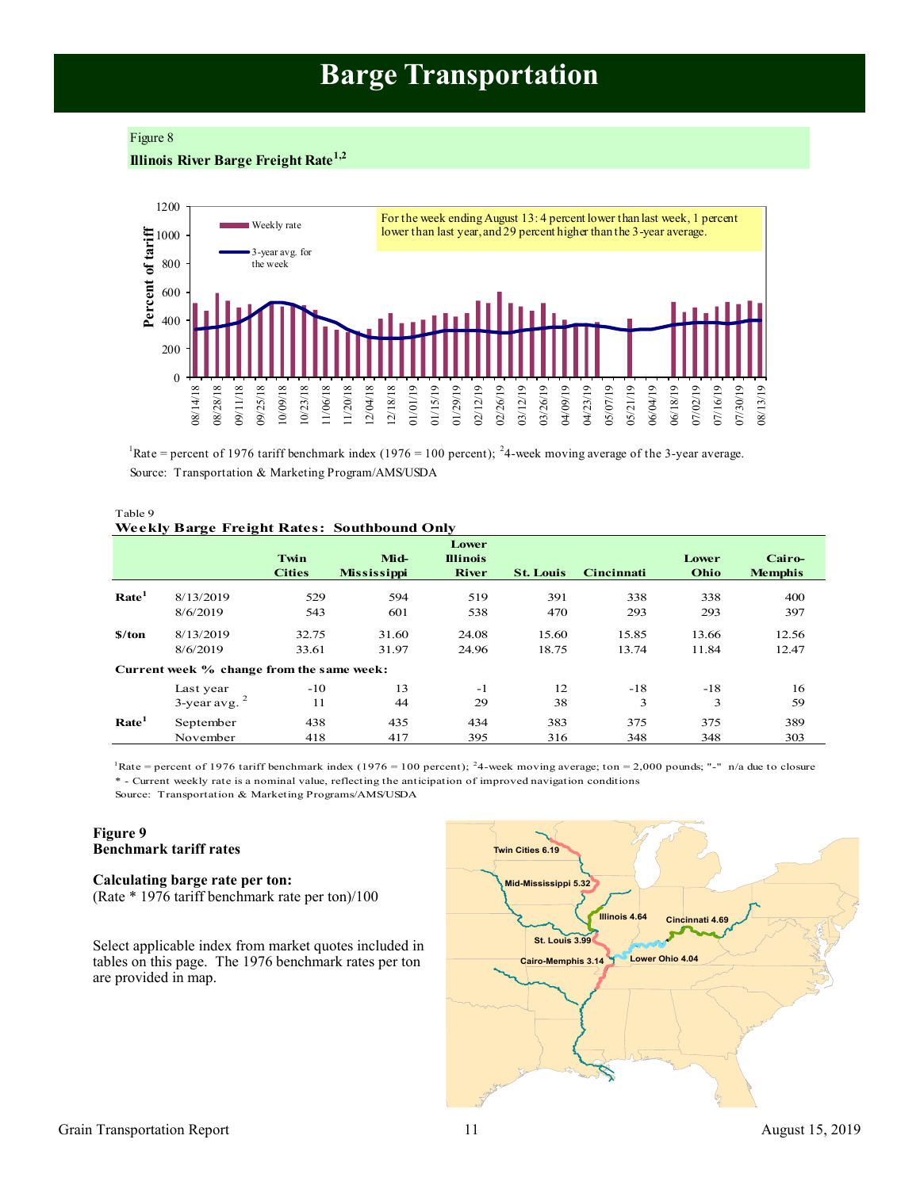# Barge Transportation

Figure 8

**Illinois River Barge Freight Rate[1,2]**

For the week ending August 13: 4 percent lower than last week, 1 percent lower than last year, and 29 percent higher than the 3-year average.

[1]Rate = percent of 1976 tariff benchmark index (1976 = 100 percent); [2]4-week moving average of the 3-year average.

Source: Transportation & Marketing Program/AMS/USDA

Table 9

**Weekly Barge Freight Rates: Southbound Only**

| | | Twin Cities | Mid-Mississippi | Lower Illinois River | St. Louis | Cincinnati | Lower Ohio | Cairo-Memphis |
|---|---|---|---|---|---|---|---|---|
| **Rate[1]** | 8/13/2019 | 529 | 594 | 519 | 391 | 338 | 338 | 400 |
| | 8/6/2019 | 543 | 601 | 538 | 470 | 293 | 293 | 397 |
| **$/ton** | 8/13/2019 | 32.75 | 31.60 | 24.08 | 15.60 | 15.85 | 13.66 | 12.56 |
| | 8/6/2019 | 33.61 | 31.97 | 24.96 | 18.75 | 13.74 | 11.84 | 12.47 |
| **Current week % change from the same week:** | | | | | | | | |
| | Last year | -10 | 13 | -1 | 12 | -18 | -18 | 16 |
| | 3-year avg. [2] | 11 | 44 | 29 | 38 | 3 | 3 | 59 |
| **Rate[1]** | September | 438 | 435 | 434 | 383 | 375 | 375 | 389 |
| | November | 418 | 417 | 395 | 316 | 348 | 348 | 303 |

[1]Rate = percent of 1976 tariff benchmark index (1976 = 100 percent); [2]4-week moving average; ton = 2,000 pounds; "-" n/a due to closure

* - Current weekly rate is a nominal value, reflecting the anticipation of improved navigation conditions

Source: Transportation & Marketing Programs/AMS/USDA

**Figure 9**
**Benchmark tariff rates**

**Calculating barge rate per ton:**
(Rate * 1976 tariff benchmark rate per ton)/100

Select applicable index from market quotes included in tables on this page. The 1976 benchmark rates per ton are provided in map.

Twin Cities 6.19; Mid-Mississippi 5.32; Illinois 4.64; St. Louis 3.99; Cincinnati 4.69; Cairo-Memphis 3.14; Lower Ohio 4.04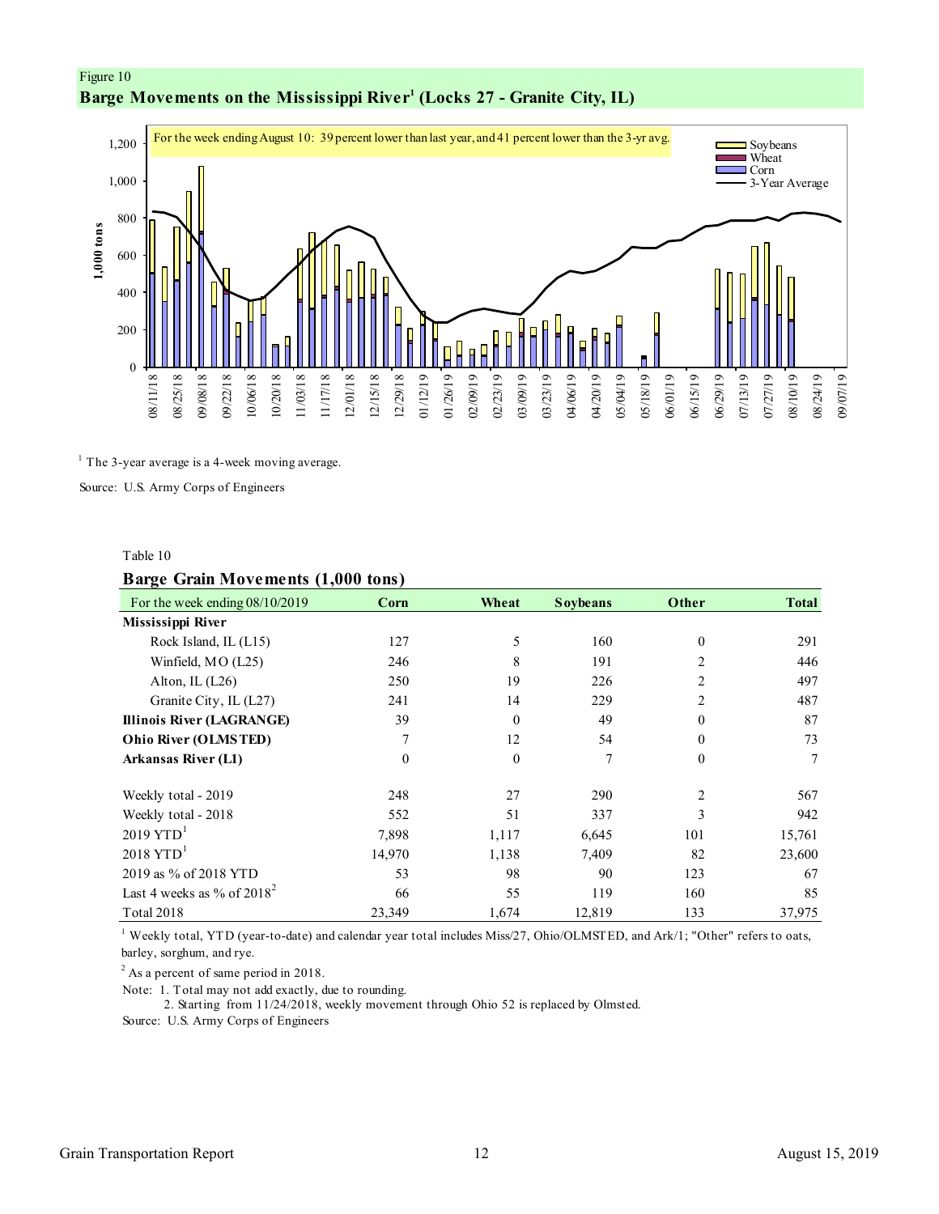Figure 10

## Barge Movements on the Mississippi River[1] (Locks 27 - Granite City, IL)

For the week ending August 10: 39 percent lower than last year, and 41 percent lower than the 3-yr avg.

[1] The 3-year average is a 4-week moving average.

Source: U.S. Army Corps of Engineers

Table 10

## Barge Grain Movements (1,000 tons)

| For the week ending 08/10/2019 | Corn | Wheat | Soybeans | Other | Total |
|---|---|---|---|---|---|
| **Mississippi River** | | | | | |
| Rock Island, IL (L15) | 127 | 5 | 160 | 0 | 291 |
| Winfield, MO (L25) | 246 | 8 | 191 | 2 | 446 |
| Alton, IL (L26) | 250 | 19 | 226 | 2 | 497 |
| Granite City, IL (L27) | 241 | 14 | 229 | 2 | 487 |
| **Illinois River (LAGRANGE)** | 39 | 0 | 49 | 0 | 87 |
| **Ohio River (OLMSTED)** | 7 | 12 | 54 | 0 | 73 |
| **Arkansas River (L1)** | 0 | 0 | 7 | 0 | 7 |
| Weekly total - 2019 | 248 | 27 | 290 | 2 | 567 |
| Weekly total - 2018 | 552 | 51 | 337 | 3 | 942 |
| 2019 YTD[1] | 7,898 | 1,117 | 6,645 | 101 | 15,761 |
| 2018 YTD[1] | 14,970 | 1,138 | 7,409 | 82 | 23,600 |
| 2019 as % of 2018 YTD | 53 | 98 | 90 | 123 | 67 |
| Last 4 weeks as % of 2018[2] | 66 | 55 | 119 | 160 | 85 |
| Total 2018 | 23,349 | 1,674 | 12,819 | 133 | 37,975 |

[1] Weekly total, YTD (year-to-date) and calendar year total includes Miss/27, Ohio/OLMSTED, and Ark/1; "Other" refers to oats, barley, sorghum, and rye.

[2] As a percent of same period in 2018.

Note: 1. Total may not add exactly, due to rounding.
2. Starting from 11/24/2018, weekly movement through Ohio 52 is replaced by Olmsted.

Source: U.S. Army Corps of Engineers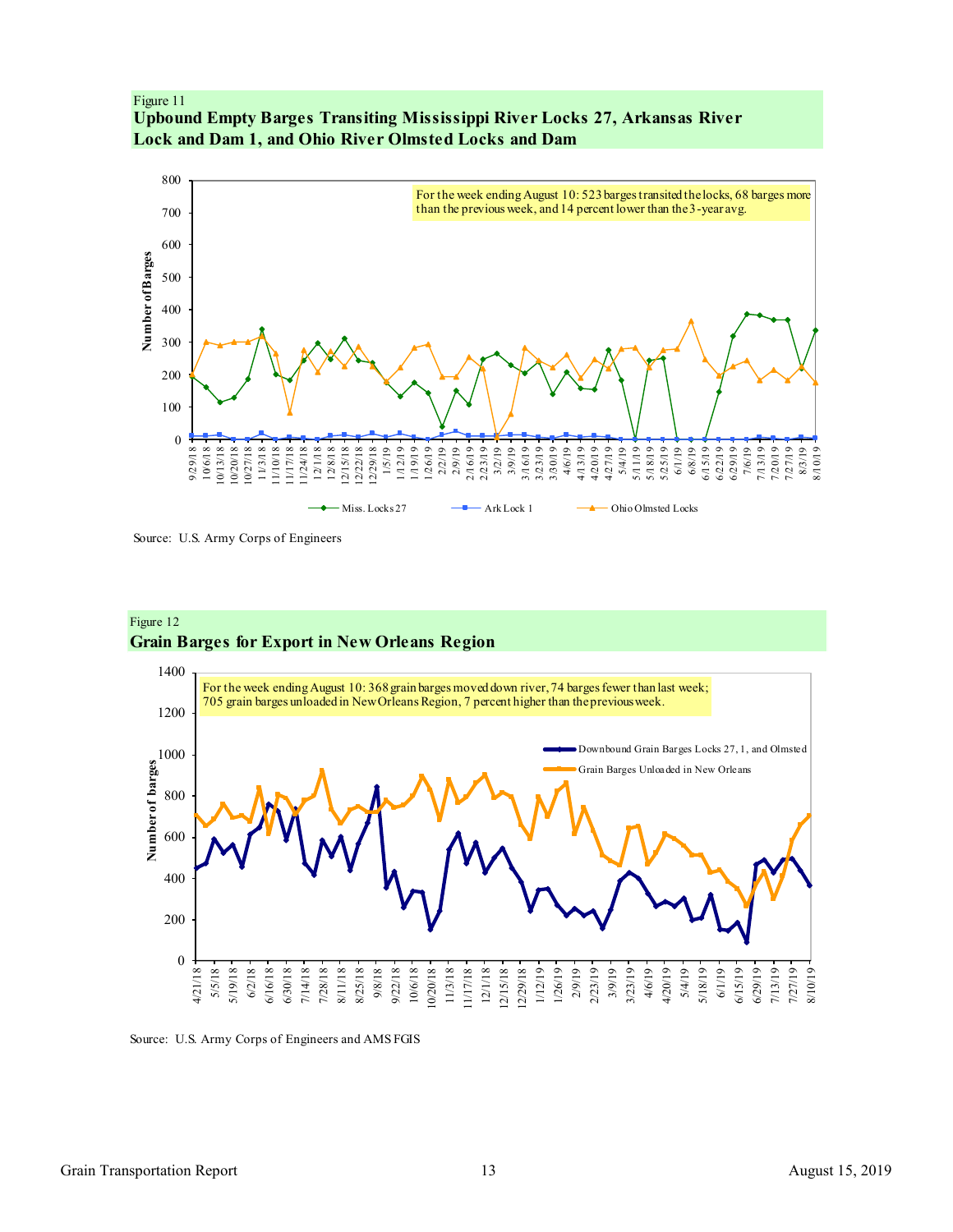Figure 11

**Upbound Empty Barges Transiting Mississippi River Locks 27, Arkansas River Lock and Dam 1, and Ohio River Olmsted Locks and Dam**

For the week ending August 10: 523 barges transited the locks, 68 barges more than the previous week, and 14 percent lower than the 3-year avg.

Source: U.S. Army Corps of Engineers

Figure 12

**Grain Barges for Export in New Orleans Region**

For the week ending August 10: 368 grain barges moved down river, 74 barges fewer than last week; 705 grain barges unloaded in New Orleans Region, 7 percent higher than the previous week.

Source: U.S. Army Corps of Engineers and AMS FGIS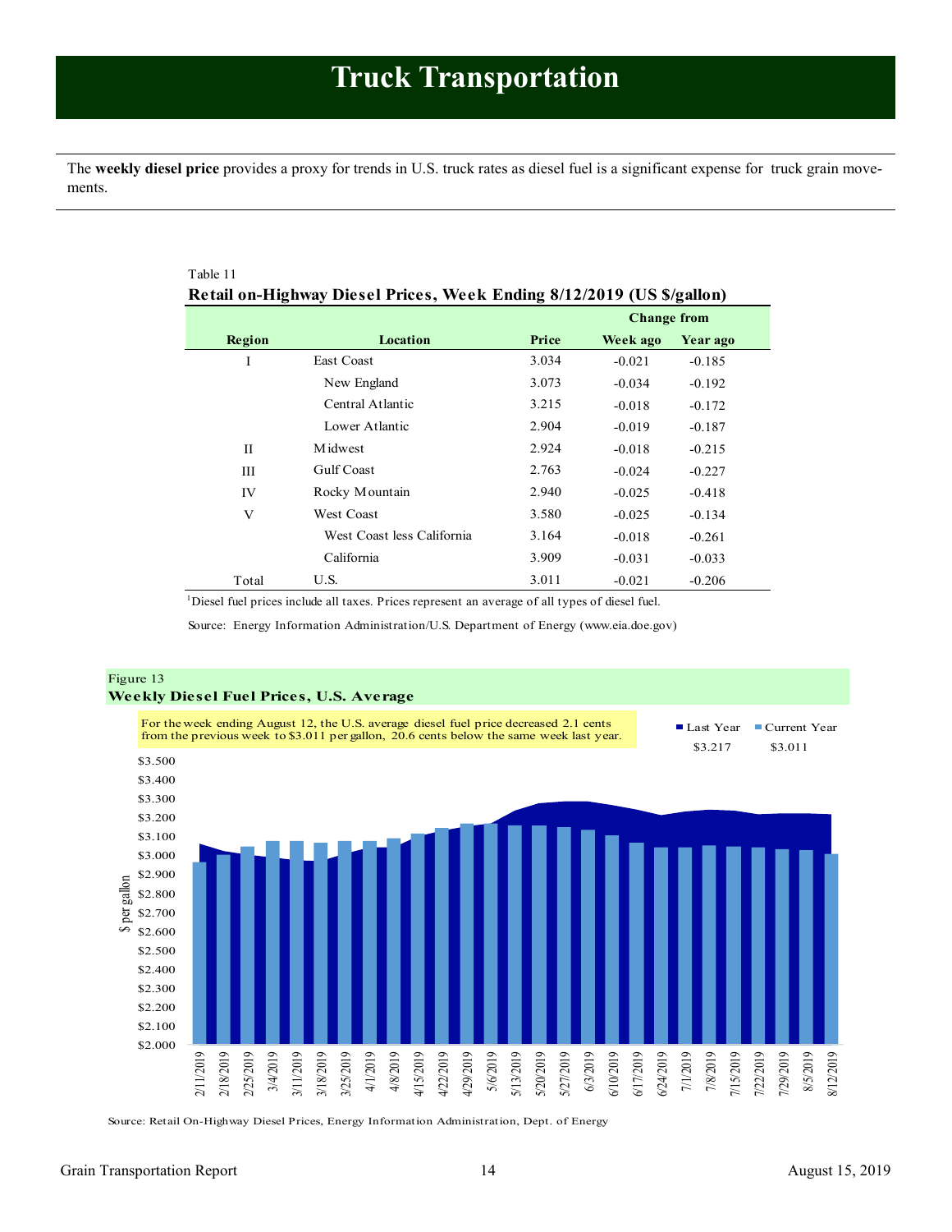# Truck Transportation

The **weekly diesel price** provides a proxy for trends in U.S. truck rates as diesel fuel is a significant expense for truck grain movements.

Table 11

**Retail on-Highway Diesel Prices, Week Ending 8/12/2019 (US $/gallon)**

| Region | Location | Price | Change from Week ago | Change from Year ago |
|---|---|---|---|---|
| I | East Coast | 3.034 | -0.021 | -0.185 |
| | New England | 3.073 | -0.034 | -0.192 |
| | Central Atlantic | 3.215 | -0.018 | -0.172 |
| | Lower Atlantic | 2.904 | -0.019 | -0.187 |
| II | Midwest | 2.924 | -0.018 | -0.215 |
| III | Gulf Coast | 2.763 | -0.024 | -0.227 |
| IV | Rocky Mountain | 2.940 | -0.025 | -0.418 |
| V | West Coast | 3.580 | -0.025 | -0.134 |
| | West Coast less California | 3.164 | -0.018 | -0.261 |
| | California | 3.909 | -0.031 | -0.033 |
| Total | U.S. | 3.011 | -0.021 | -0.206 |

[1]Diesel fuel prices include all taxes. Prices represent an average of all types of diesel fuel.

Source: Energy Information Administration/U.S. Department of Energy (www.eia.doe.gov)

Figure 13

**Weekly Diesel Fuel Prices, U.S. Average**

For the week ending August 12, the U.S. average diesel fuel price decreased 2.1 cents from the previous week to $3.011 per gallon, 20.6 cents below the same week last year.

Last Year $3.217 — Current Year $3.011

Source: Retail On-Highway Diesel Prices, Energy Information Administration, Dept. of Energy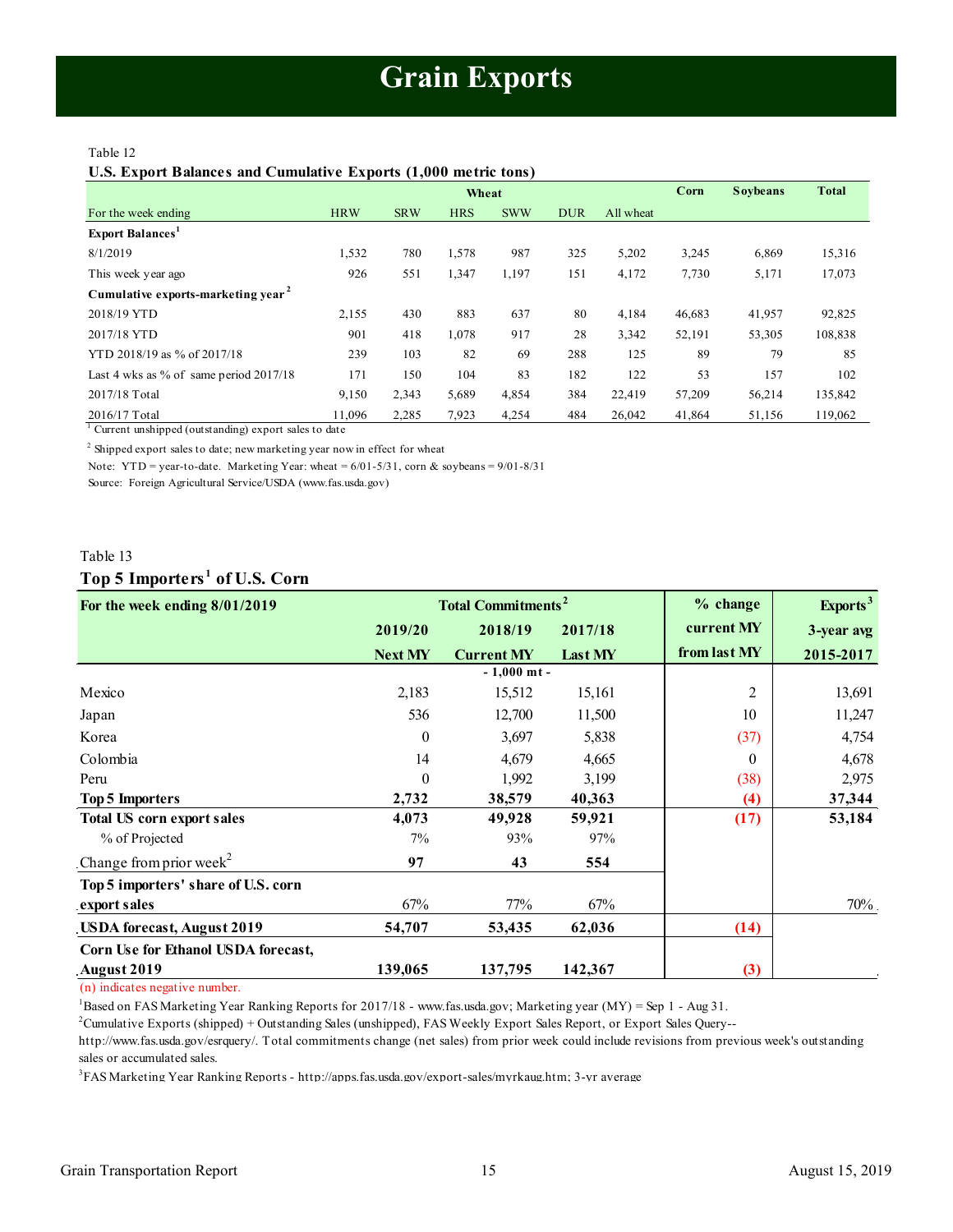# Grain Exports

Table 12

**U.S. Export Balances and Cumulative Exports (1,000 metric tons)**

| | Wheat | | | | | | Corn | Soybeans | Total |
|---|---|---|---|---|---|---|---|---|---|
| For the week ending | HRW | SRW | HRS | SWW | DUR | All wheat | | | |
| **Export Balances**[1] | | | | | | | | | |
| 8/1/2019 | 1,532 | 780 | 1,578 | 987 | 325 | 5,202 | 3,245 | 6,869 | 15,316 |
| This week year ago | 926 | 551 | 1,347 | 1,197 | 151 | 4,172 | 7,730 | 5,171 | 17,073 |
| **Cumulative exports-marketing year**[2] | | | | | | | | | |
| 2018/19 YTD | 2,155 | 430 | 883 | 637 | 80 | 4,184 | 46,683 | 41,957 | 92,825 |
| 2017/18 YTD | 901 | 418 | 1,078 | 917 | 28 | 3,342 | 52,191 | 53,305 | 108,838 |
| YTD 2018/19 as % of 2017/18 | 239 | 103 | 82 | 69 | 288 | 125 | 89 | 79 | 85 |
| Last 4 wks as % of same period 2017/18 | 171 | 150 | 104 | 83 | 182 | 122 | 53 | 157 | 102 |
| 2017/18 Total | 9,150 | 2,343 | 5,689 | 4,854 | 384 | 22,419 | 57,209 | 56,214 | 135,842 |
| 2016/17 Total | 11,096 | 2,285 | 7,923 | 4,254 | 484 | 26,042 | 41,864 | 51,156 | 119,062 |

[1] Current unshipped (outstanding) export sales to date

[2] Shipped export sales to date; new marketing year now in effect for wheat

Note: YTD = year-to-date. Marketing Year: wheat = 6/01-5/31, corn & soybeans = 9/01-8/31

Source: Foreign Agricultural Service/USDA (www.fas.usda.gov)

Table 13

## Top 5 Importers[1] of U.S. Corn

| For the week ending 8/01/2019 | Total Commitments[2] | | | % change | Exports[3] |
|---|---|---|---|---|---|
| | 2019/20 | 2018/19 | 2017/18 | current MY | 3-year avg |
| | Next MY | Current MY | Last MY | from last MY | 2015-2017 |
| | | - 1,000 mt - | | | |
| Mexico | 2,183 | 15,512 | 15,161 | 2 | 13,691 |
| Japan | 536 | 12,700 | 11,500 | 10 | 11,247 |
| Korea | 0 | 3,697 | 5,838 | (37) | 4,754 |
| Colombia | 14 | 4,679 | 4,665 | 0 | 4,678 |
| Peru | 0 | 1,992 | 3,199 | (38) | 2,975 |
| **Top 5 Importers** | **2,732** | **38,579** | **40,363** | **(4)** | **37,344** |
| **Total US corn export sales** | **4,073** | **49,928** | **59,921** | **(17)** | **53,184** |
| % of Projected | 7% | 93% | 97% | | |
| Change from prior week[2] | **97** | **43** | **554** | | |
| **Top 5 importers' share of U.S. corn export sales** | 67% | 77% | 67% | | 70% |
| **USDA forecast, August 2019** | **54,707** | **53,435** | **62,036** | **(14)** | |
| **Corn Use for Ethanol USDA forecast, August 2019** | **139,065** | **137,795** | **142,367** | **(3)** | |

(n) indicates negative number.

[1]Based on FAS Marketing Year Ranking Reports for 2017/18 - www.fas.usda.gov; Marketing year (MY) = Sep 1 - Aug 31.

[2]Cumulative Exports (shipped) + Outstanding Sales (unshipped), FAS Weekly Export Sales Report, or Export Sales Query--http://www.fas.usda.gov/esrquery/. Total commitments change (net sales) from prior week could include revisions from previous week's outstanding sales or accumulated sales.

[3]FAS Marketing Year Ranking Reports - http://apps.fas.usda.gov/export-sales/myrkaug.htm; 3-yr average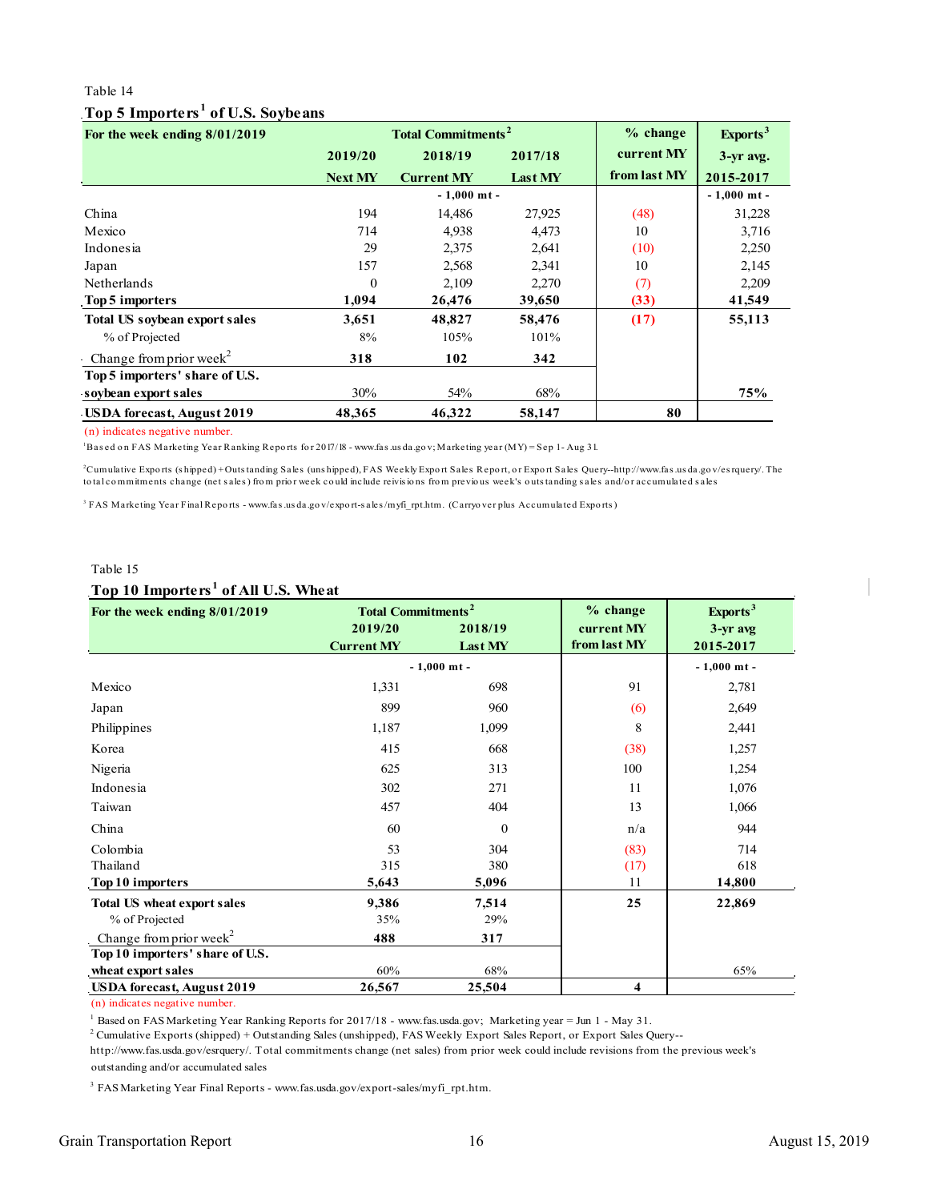Table 14

**Top 5 Importers[1] of U.S. Soybeans**

| For the week ending 8/01/2019 | Total Commitments[2] | | | % change | Exports[3] |
|---|---|---|---|---|---|
| | 2019/20 | 2018/19 | 2017/18 | current MY | 3-yr avg. |
| | Next MY | Current MY | Last MY | from last MY | 2015-2017 |
| | | - 1,000 mt - | | | - 1,000 mt - |
| China | 194 | 14,486 | 27,925 | (48) | 31,228 |
| Mexico | 714 | 4,938 | 4,473 | 10 | 3,716 |
| Indonesia | 29 | 2,375 | 2,641 | (10) | 2,250 |
| Japan | 157 | 2,568 | 2,341 | 10 | 2,145 |
| Netherlands | 0 | 2,109 | 2,270 | (7) | 2,209 |
| **Top 5 importers** | **1,094** | **26,476** | **39,650** | **(33)** | **41,549** |
| **Total US soybean export sales** | **3,651** | **48,827** | **58,476** | **(17)** | **55,113** |
| % of Projected | 8% | 105% | 101% | | |
| Change from prior week[2] | **318** | **102** | **342** | | |
| **Top 5 importers' share of U.S. soybean export sales** | 30% | 54% | 68% | | **75%** |
| **USDA forecast, August 2019** | **48,365** | **46,322** | **58,147** | **80** | |

(n) indicates negative number.

[1]Based on FAS Marketing Year Ranking Reports for 2017/18 - www.fas.usda.gov; Marketing year (MY) = Sep 1 - Aug 31.

[2]Cumulative Exports (shipped) + Outstanding Sales (unshipped), FAS Weekly Export Sales Report, or Export Sales Query--http://www.fas.usda.gov/esrquery/. The total commitments change (net sales) from prior week could include reivisions from previous week's outstanding sales and/or accumulated sales

[3] FAS Marketing Year Final Reports - www.fas.usda.gov/export-sales/myfi_rpt.htm. (Carryover plus Accumulated Exports)

Table 15

**Top 10 Importers[1] of All U.S. Wheat**

| For the week ending 8/01/2019 | Total Commitments[2] | | % change | Exports[3] |
|---|---|---|---|---|
| | 2019/20 | 2018/19 | current MY | 3-yr avg |
| | Current MY | Last MY | from last MY | 2015-2017 |
| | - 1,000 mt - | | | - 1,000 mt - |
| Mexico | 1,331 | 698 | 91 | 2,781 |
| Japan | 899 | 960 | (6) | 2,649 |
| Philippines | 1,187 | 1,099 | 8 | 2,441 |
| Korea | 415 | 668 | (38) | 1,257 |
| Nigeria | 625 | 313 | 100 | 1,254 |
| Indonesia | 302 | 271 | 11 | 1,076 |
| Taiwan | 457 | 404 | 13 | 1,066 |
| China | 60 | 0 | n/a | 944 |
| Colombia | 53 | 304 | (83) | 714 |
| Thailand | 315 | 380 | (17) | 618 |
| **Top 10 importers** | **5,643** | **5,096** | 11 | **14,800** |
| **Total US wheat export sales** | **9,386** | **7,514** | **25** | **22,869** |
| % of Projected | 35% | 29% | | |
| Change from prior week[2] | **488** | **317** | | |
| **Top 10 importers' share of U.S. wheat export sales** | 60% | 68% | | 65% |
| **USDA forecast, August 2019** | **26,567** | **25,504** | **4** | |

(n) indicates negative number.

[1] Based on FAS Marketing Year Ranking Reports for 2017/18 - www.fas.usda.gov; Marketing year = Jun 1 - May 31.

[2] Cumulative Exports (shipped) + Outstanding Sales (unshipped), FAS Weekly Export Sales Report, or Export Sales Query--http://www.fas.usda.gov/esrquery/. Total commitments change (net sales) from prior week could include revisions from the previous week's outstanding and/or accumulated sales

[3] FAS Marketing Year Final Reports - www.fas.usda.gov/export-sales/myfi_rpt.htm.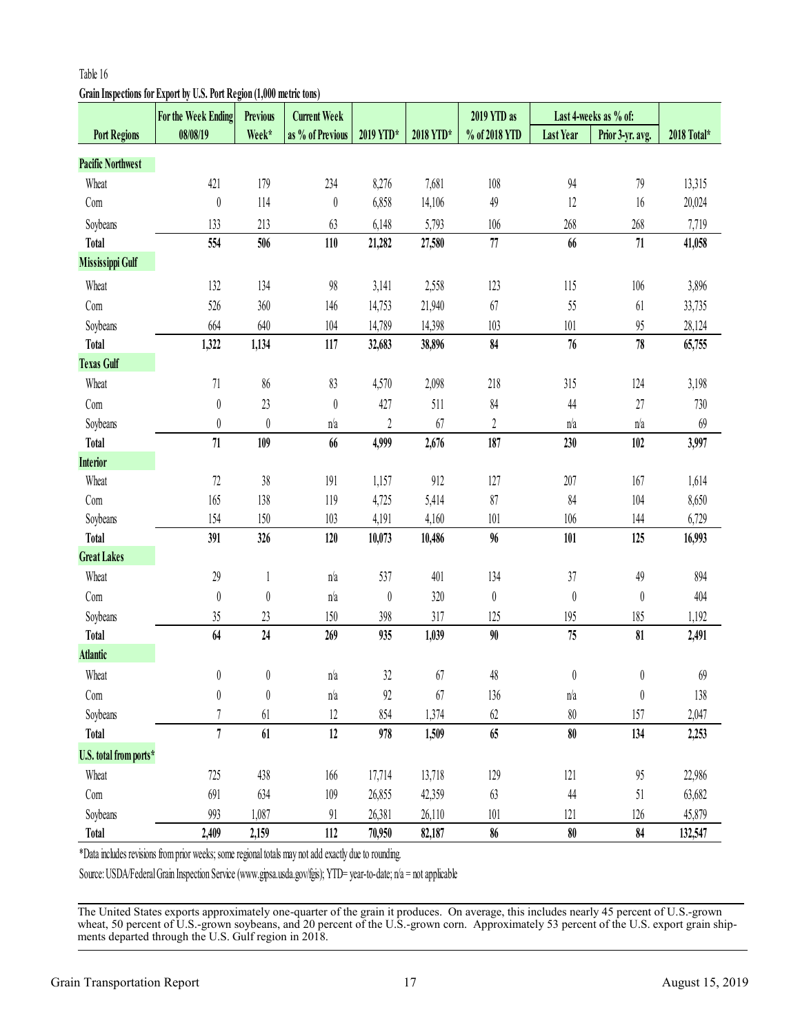Table 16

**Grain Inspections for Export by U.S. Port Region (1,000 metric tons)**

| Port Regions | For the Week Ending 08/08/19 | Previous Week* | Current Week as % of Previous | 2019 YTD* | 2018 YTD* | 2019 YTD as % of 2018 YTD | Last 4-weeks as % of: Last Year | Prior 3-yr. avg. | 2018 Total* |
|---|---|---|---|---|---|---|---|---|---|
| **Pacific Northwest** | | | | | | | | | |
| Wheat | 421 | 179 | 234 | 8,276 | 7,681 | 108 | 94 | 79 | 13,315 |
| Corn | 0 | 114 | 0 | 6,858 | 14,106 | 49 | 12 | 16 | 20,024 |
| Soybeans | 133 | 213 | 63 | 6,148 | 5,793 | 106 | 268 | 268 | 7,719 |
| **Total** | **554** | **506** | **110** | **21,282** | **27,580** | **77** | **66** | **71** | **41,058** |
| **Mississippi Gulf** | | | | | | | | | |
| Wheat | 132 | 134 | 98 | 3,141 | 2,558 | 123 | 115 | 106 | 3,896 |
| Corn | 526 | 360 | 146 | 14,753 | 21,940 | 67 | 55 | 61 | 33,735 |
| Soybeans | 664 | 640 | 104 | 14,789 | 14,398 | 103 | 101 | 95 | 28,124 |
| **Total** | **1,322** | **1,134** | **117** | **32,683** | **38,896** | **84** | **76** | **78** | **65,755** |
| **Texas Gulf** | | | | | | | | | |
| Wheat | 71 | 86 | 83 | 4,570 | 2,098 | 218 | 315 | 124 | 3,198 |
| Corn | 0 | 23 | 0 | 427 | 511 | 84 | 44 | 27 | 730 |
| Soybeans | 0 | 0 | n/a | 2 | 67 | 2 | n/a | n/a | 69 |
| **Total** | **71** | **109** | **66** | **4,999** | **2,676** | **187** | **230** | **102** | **3,997** |
| **Interior** | | | | | | | | | |
| Wheat | 72 | 38 | 191 | 1,157 | 912 | 127 | 207 | 167 | 1,614 |
| Corn | 165 | 138 | 119 | 4,725 | 5,414 | 87 | 84 | 104 | 8,650 |
| Soybeans | 154 | 150 | 103 | 4,191 | 4,160 | 101 | 106 | 144 | 6,729 |
| **Total** | **391** | **326** | **120** | **10,073** | **10,486** | **96** | **101** | **125** | **16,993** |
| **Great Lakes** | | | | | | | | | |
| Wheat | 29 | 1 | n/a | 537 | 401 | 134 | 37 | 49 | 894 |
| Corn | 0 | 0 | n/a | 0 | 320 | 0 | 0 | 0 | 404 |
| Soybeans | 35 | 23 | 150 | 398 | 317 | 125 | 195 | 185 | 1,192 |
| **Total** | **64** | **24** | **269** | **935** | **1,039** | **90** | **75** | **81** | **2,491** |
| **Atlantic** | | | | | | | | | |
| Wheat | 0 | 0 | n/a | 32 | 67 | 48 | 0 | 0 | 69 |
| Corn | 0 | 0 | n/a | 92 | 67 | 136 | n/a | 0 | 138 |
| Soybeans | 7 | 61 | 12 | 854 | 1,374 | 62 | 80 | 157 | 2,047 |
| **Total** | **7** | **61** | **12** | **978** | **1,509** | **65** | **80** | **134** | **2,253** |
| **U.S. total from ports*** | | | | | | | | | |
| Wheat | 725 | 438 | 166 | 17,714 | 13,718 | 129 | 121 | 95 | 22,986 |
| Corn | 691 | 634 | 109 | 26,855 | 42,359 | 63 | 44 | 51 | 63,682 |
| Soybeans | 993 | 1,087 | 91 | 26,381 | 26,110 | 101 | 121 | 126 | 45,879 |
| **Total** | **2,409** | **2,159** | **112** | **70,950** | **82,187** | **86** | **80** | **84** | **132,547** |

*Data includes revisions from prior weeks; some regional totals may not add exactly due to rounding.

Source: USDA/Federal Grain Inspection Service (www.gipsa.usda.gov/fgis); YTD= year-to-date; n/a = not applicable

The United States exports approximately one-quarter of the grain it produces. On average, this includes nearly 45 percent of U.S.-grown wheat, 50 percent of U.S.-grown soybeans, and 20 percent of the U.S.-grown corn. Approximately 53 percent of the U.S. export grain shipments departed through the U.S. Gulf region in 2018.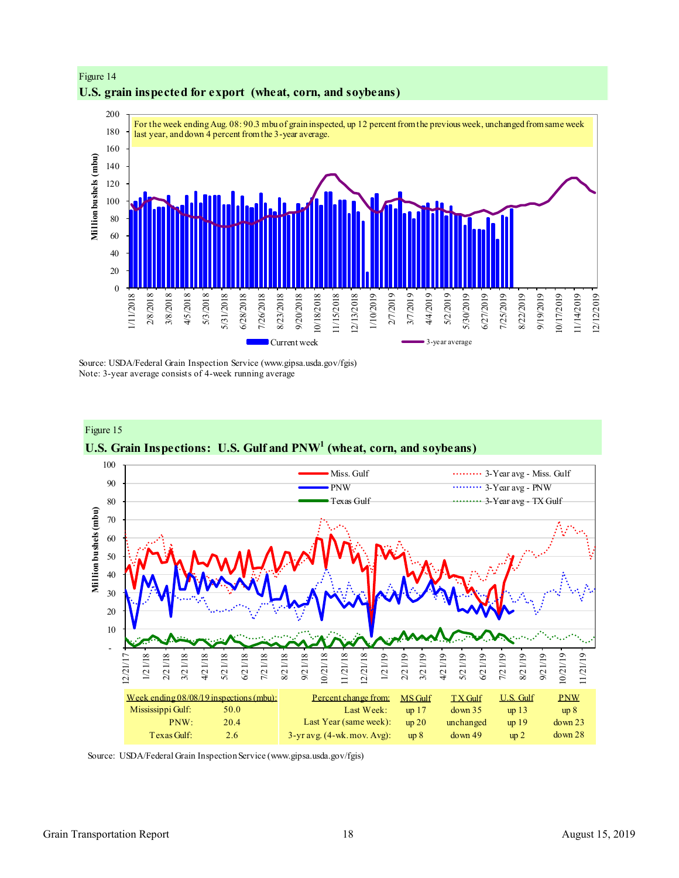Figure 14

## U.S. grain inspected for export (wheat, corn, and soybeans)

For the week ending Aug. 08: 90.3 mbu of grain inspected, up 12 percent from the previous week, unchanged from same week last year, and down 4 percent from the 3-year average.

Source: USDA/Federal Grain Inspection Service (www.gipsa.usda.gov/fgis)
Note: 3-year average consists of 4-week running average

Figure 15

## U.S. Grain Inspections: U.S. Gulf and PNW[1] (wheat, corn, and soybeans)

| Week ending 08/08/19 inspections (mbu): | | Percent change from: | MS Gulf | TX Gulf | U.S. Gulf | PNW |
|---|---|---|---|---|---|---|
| Mississippi Gulf: | 50.0 | Last Week: | up 17 | down 35 | up 13 | up 8 |
| PNW: | 20.4 | Last Year (same week): | up 20 | unchanged | up 19 | down 23 |
| Texas Gulf: | 2.6 | 3-yr avg. (4-wk. mov. Avg): | up 8 | down 49 | up 2 | down 28 |

Source: USDA/Federal Grain Inspection Service (www.gipsa.usda.gov/fgis)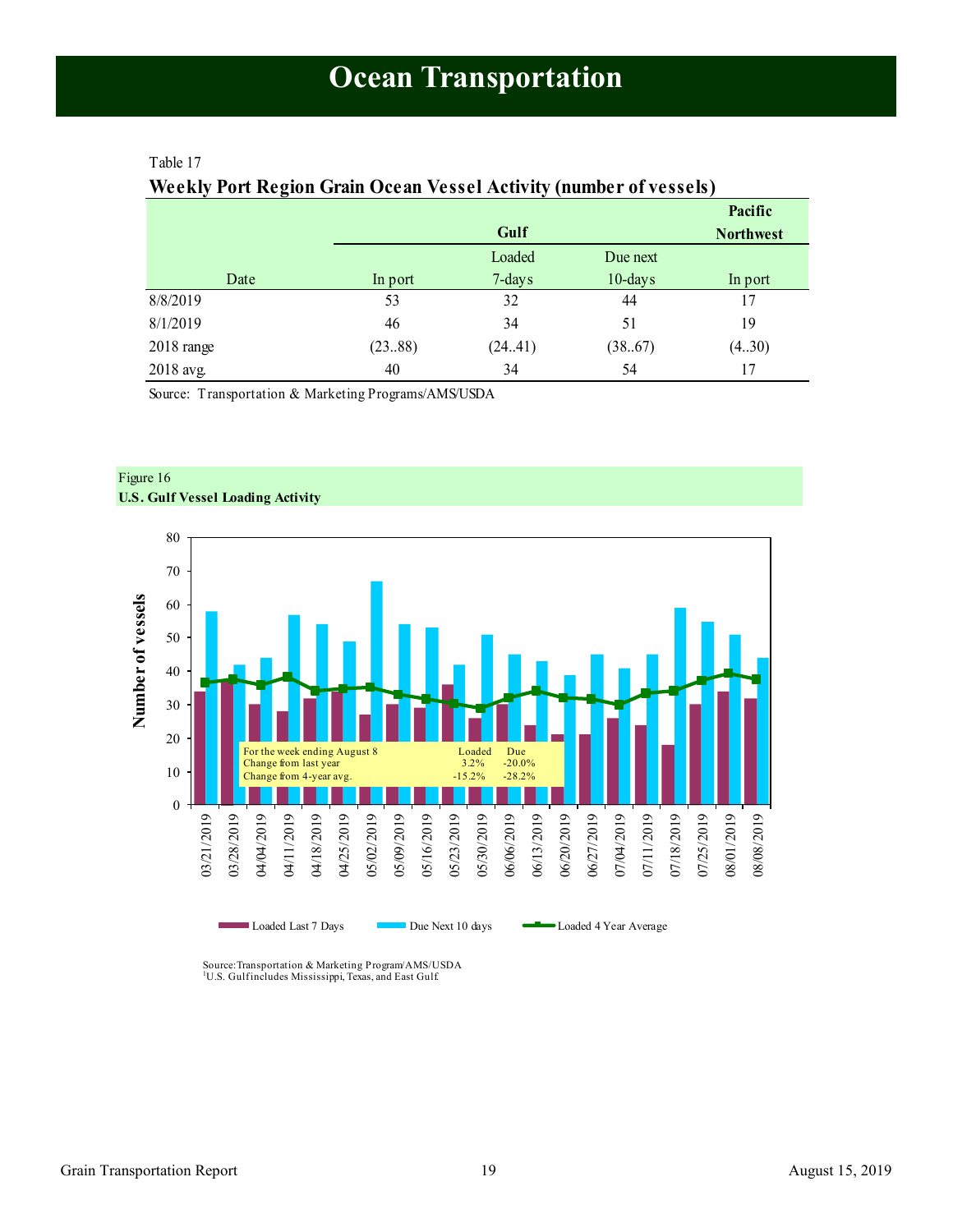# Ocean Transportation

Table 17

**Weekly Port Region Grain Ocean Vessel Activity (number of vessels)**

| | Gulf | | | Pacific Northwest |
|---|---|---|---|---|
| Date | In port | Loaded 7-days | Due next 10-days | In port |
| 8/8/2019 | 53 | 32 | 44 | 17 |
| 8/1/2019 | 46 | 34 | 51 | 19 |
| 2018 range | (23..88) | (24..41) | (38..67) | (4..30) |
| 2018 avg. | 40 | 34 | 54 | 17 |

Source: Transportation & Marketing Programs/AMS/USDA

Figure 16
**U.S. Gulf Vessel Loading Activity**

| For the week ending August 8 | Loaded | Due |
|---|---|---|
| Change from last year | 3.2% | -20.0% |
| Change from 4-year avg. | -15.2% | -28.2% |

Source: Transportation & Marketing Program/AMS/USDA
[1]U.S. Gulf includes Mississippi, Texas, and East Gulf.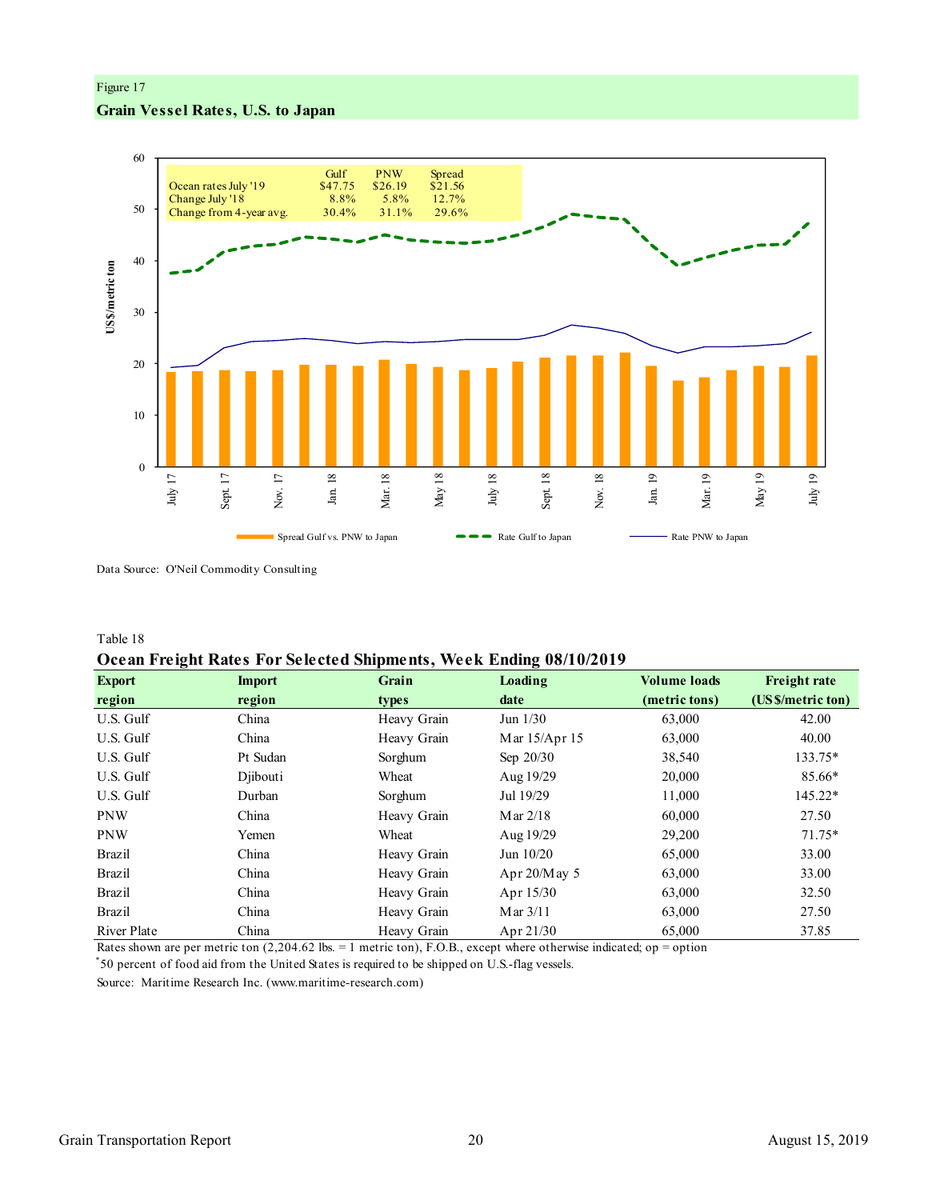Figure 17

**Grain Vessel Rates, U.S. to Japan**

| | Gulf | PNW | Spread |
|---|---|---|---|
| Ocean rates July '19 | $47.75 | $26.19 | $21.56 |
| Change July '18 | 8.8% | 5.8% | 12.7% |
| Change from 4-year avg. | 30.4% | 31.1% | 29.6% |

Data Source: O'Neil Commodity Consulting

Table 18

**Ocean Freight Rates For Selected Shipments, Week Ending 08/10/2019**

| Export region | Import region | Grain types | Loading date | Volume loads (metric tons) | Freight rate (US$/metric ton) |
|---|---|---|---|---|---|
| U.S. Gulf | China | Heavy Grain | Jun 1/30 | 63,000 | 42.00 |
| U.S. Gulf | China | Heavy Grain | Mar 15/Apr 15 | 63,000 | 40.00 |
| U.S. Gulf | Pt Sudan | Sorghum | Sep 20/30 | 38,540 | 133.75* |
| U.S. Gulf | Djibouti | Wheat | Aug 19/29 | 20,000 | 85.66* |
| U.S. Gulf | Durban | Sorghum | Jul 19/29 | 11,000 | 145.22* |
| PNW | China | Heavy Grain | Mar 2/18 | 60,000 | 27.50 |
| PNW | Yemen | Wheat | Aug 19/29 | 29,200 | 71.75* |
| Brazil | China | Heavy Grain | Jun 10/20 | 65,000 | 33.00 |
| Brazil | China | Heavy Grain | Apr 20/May 5 | 63,000 | 33.00 |
| Brazil | China | Heavy Grain | Apr 15/30 | 63,000 | 32.50 |
| Brazil | China | Heavy Grain | Mar 3/11 | 63,000 | 27.50 |
| River Plate | China | Heavy Grain | Apr 21/30 | 65,000 | 37.85 |

Rates shown are per metric ton (2,204.62 lbs. = 1 metric ton), F.O.B., except where otherwise indicated; op = option

*50 percent of food aid from the United States is required to be shipped on U.S.-flag vessels.

Source: Maritime Research Inc. (www.maritime-research.com)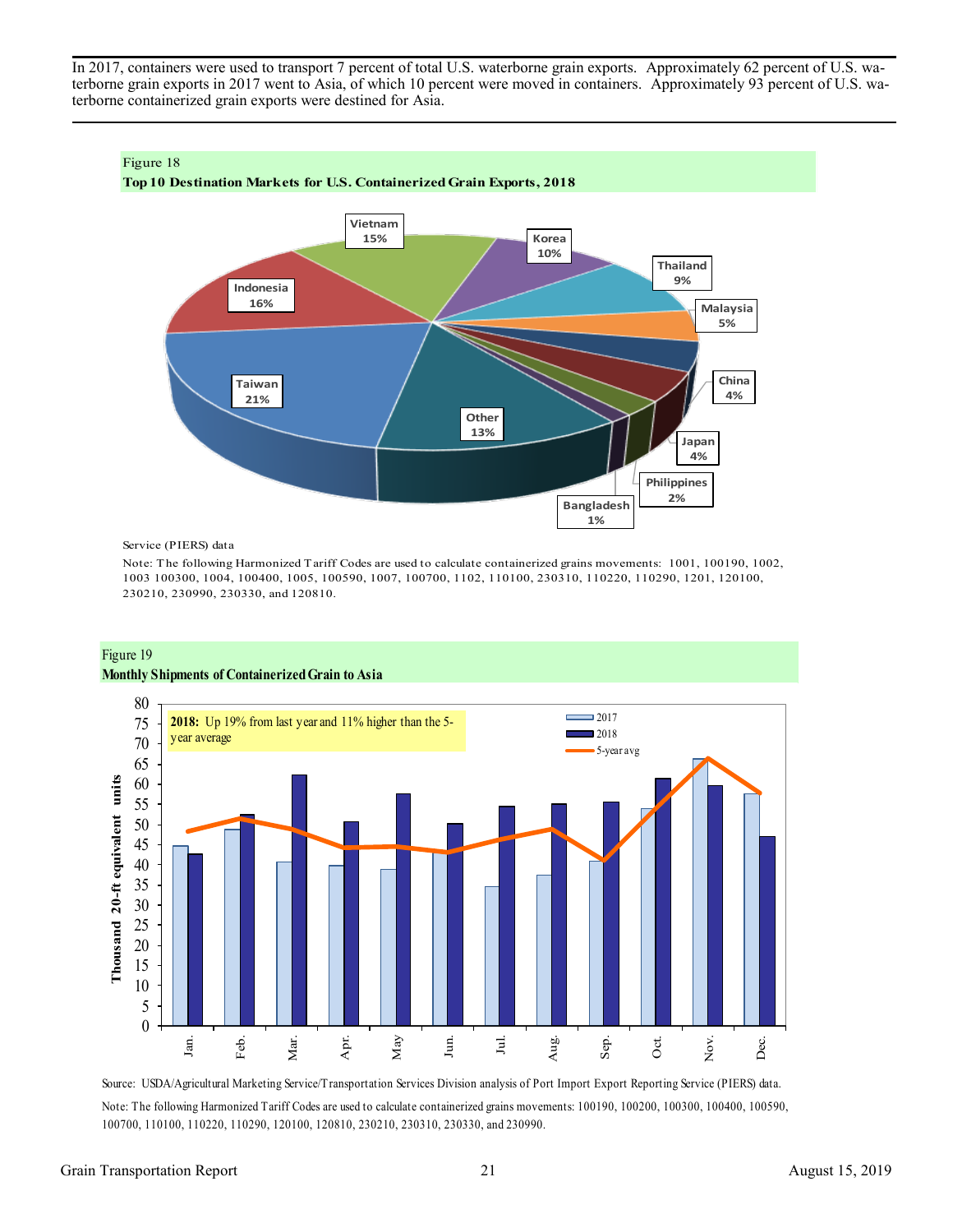In 2017, containers were used to transport 7 percent of total U.S. waterborne grain exports. Approximately 62 percent of U.S. waterborne grain exports in 2017 went to Asia, of which 10 percent were moved in containers. Approximately 93 percent of U.S. waterborne containerized grain exports were destined for Asia.

Figure 18

**Top 10 Destination Markets for U.S. Containerized Grain Exports, 2018**

| Destination | Share |
|---|---|
| Taiwan | 21% |
| Indonesia | 16% |
| Vietnam | 15% |
| Korea | 10% |
| Thailand | 9% |
| Malaysia | 5% |
| China | 4% |
| Japan | 4% |
| Philippines | 2% |
| Bangladesh | 1% |
| Other | 13% |

Service (PIERS) data

Note: The following Harmonized Tariff Codes are used to calculate containerized grains movements: 1001, 100190, 1002, 1003 100300, 1004, 100400, 1005, 100590, 1007, 100700, 1102, 110100, 230310, 110220, 110290, 1201, 120100, 230210, 230990, 230330, and 120810.

Figure 19

**Monthly Shipments of Containerized Grain to Asia**

**2018:** Up 19% from last year and 11% higher than the 5-year average

Source: USDA/Agricultural Marketing Service/Transportation Services Division analysis of Port Import Export Reporting Service (PIERS) data.

Note: The following Harmonized Tariff Codes are used to calculate containerized grains movements: 100190, 100200, 100300, 100400, 100590, 100700, 110100, 110220, 110290, 120100, 120810, 230210, 230310, 230330, and 230990.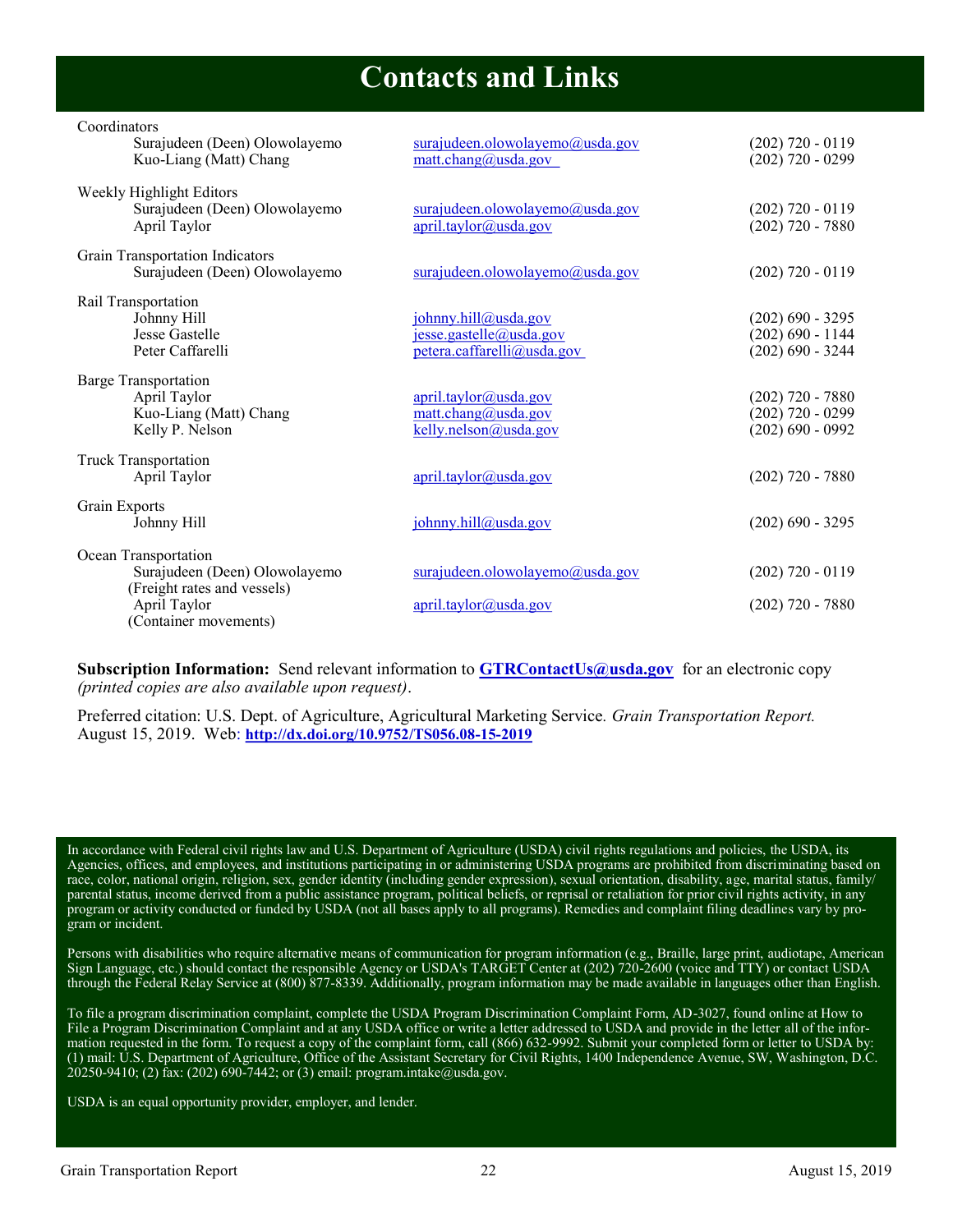# Contacts and Links

| | | |
|---|---|---|
| **Coordinators** | | |
| Surajudeen (Deen) Olowolayemo | surajudeen.olowolayemo@usda.gov | (202) 720 - 0119 |
| Kuo-Liang (Matt) Chang | matt.chang@usda.gov | (202) 720 - 0299 |
| **Weekly Highlight Editors** | | |
| Surajudeen (Deen) Olowolayemo | surajudeen.olowolayemo@usda.gov | (202) 720 - 0119 |
| April Taylor | april.taylor@usda.gov | (202) 720 - 7880 |
| **Grain Transportation Indicators** | | |
| Surajudeen (Deen) Olowolayemo | surajudeen.olowolayemo@usda.gov | (202) 720 - 0119 |
| **Rail Transportation** | | |
| Johnny Hill | johnny.hill@usda.gov | (202) 690 - 3295 |
| Jesse Gastelle | jesse.gastelle@usda.gov | (202) 690 - 1144 |
| Peter Caffarelli | petera.caffarelli@usda.gov | (202) 690 - 3244 |
| **Barge Transportation** | | |
| April Taylor | april.taylor@usda.gov | (202) 720 - 7880 |
| Kuo-Liang (Matt) Chang | matt.chang@usda.gov | (202) 720 - 0299 |
| Kelly P. Nelson | kelly.nelson@usda.gov | (202) 690 - 0992 |
| **Truck Transportation** | | |
| April Taylor | april.taylor@usda.gov | (202) 720 - 7880 |
| **Grain Exports** | | |
| Johnny Hill | johnny.hill@usda.gov | (202) 690 - 3295 |
| **Ocean Transportation** | | |
| Surajudeen (Deen) Olowolayemo (Freight rates and vessels) | surajudeen.olowolayemo@usda.gov | (202) 720 - 0119 |
| April Taylor (Container movements) | april.taylor@usda.gov | (202) 720 - 7880 |

**Subscription Information:** Send relevant information to **GTRContactUs@usda.gov** for an electronic copy *(printed copies are also available upon request)*.

Preferred citation: U.S. Dept. of Agriculture, Agricultural Marketing Service. *Grain Transportation Report.* August 15, 2019. Web: **http://dx.doi.org/10.9752/TS056.08-15-2019**

In accordance with Federal civil rights law and U.S. Department of Agriculture (USDA) civil rights regulations and policies, the USDA, its Agencies, offices, and employees, and institutions participating in or administering USDA programs are prohibited from discriminating based on race, color, national origin, religion, sex, gender identity (including gender expression), sexual orientation, disability, age, marital status, family/parental status, income derived from a public assistance program, political beliefs, or reprisal or retaliation for prior civil rights activity, in any program or activity conducted or funded by USDA (not all bases apply to all programs). Remedies and complaint filing deadlines vary by program or incident.

Persons with disabilities who require alternative means of communication for program information (e.g., Braille, large print, audiotape, American Sign Language, etc.) should contact the responsible Agency or USDA's TARGET Center at (202) 720-2600 (voice and TTY) or contact USDA through the Federal Relay Service at (800) 877-8339. Additionally, program information may be made available in languages other than English.

To file a program discrimination complaint, complete the USDA Program Discrimination Complaint Form, AD-3027, found online at How to File a Program Discrimination Complaint and at any USDA office or write a letter addressed to USDA and provide in the letter all of the information requested in the form. To request a copy of the complaint form, call (866) 632-9992. Submit your completed form or letter to USDA by: (1) mail: U.S. Department of Agriculture, Office of the Assistant Secretary for Civil Rights, 1400 Independence Avenue, SW, Washington, D.C. 20250-9410; (2) fax: (202) 690-7442; or (3) email: program.intake@usda.gov.

USDA is an equal opportunity provider, employer, and lender.